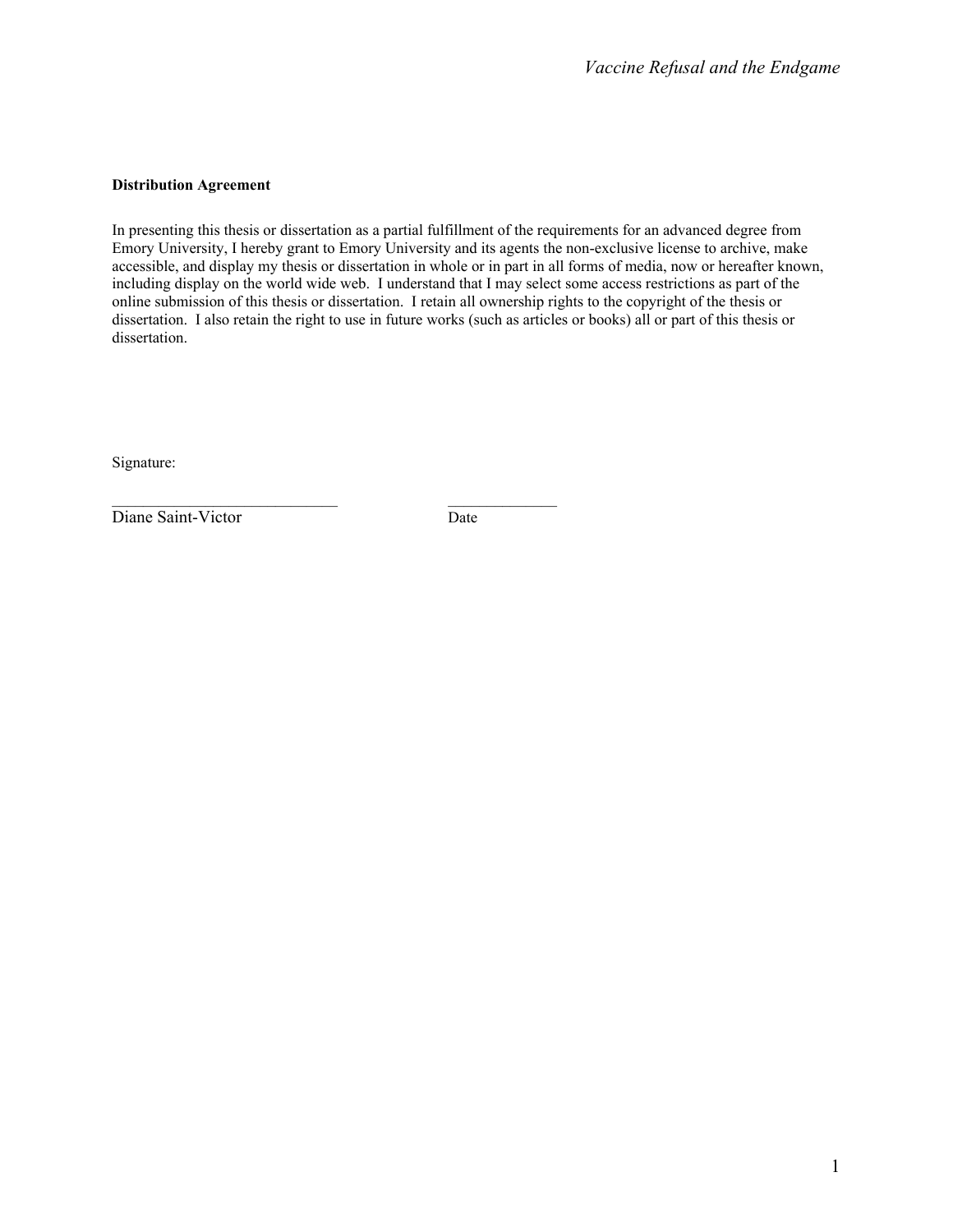**Distribution Agreement**

In presenting this thesis or dissertation as a partial fulfillment of the requirements for an advanced degree from Emory University, I hereby grant to Emory University and its agents the non-exclusive license to archive, make accessible, and display my thesis or dissertation in whole or in part in all forms of media, now or hereafter known, including display on the world wide web. I understand that I may select some access restrictions as part of the online submission of this thesis or dissertation. I retain all ownership rights to the copyright of the thesis or dissertation. I also retain the right to use in future works (such as articles or books) all or part of this thesis or dissertation.

Signature:

_____________________________ ______________

Diane Saint-Victor Date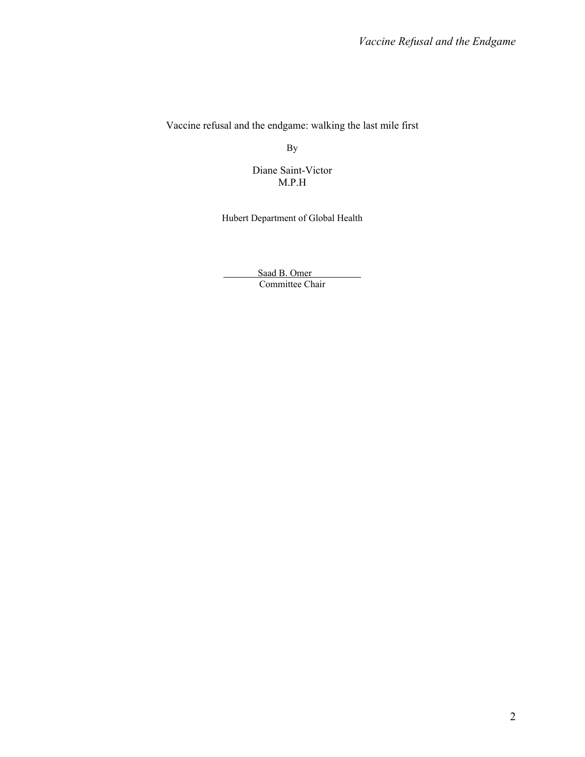Vaccine refusal and the endgame: walking the last mile first

By

Diane Saint-Victor
M.P.H

Hubert Department of Global Health

Saad B. Omer
Committee Chair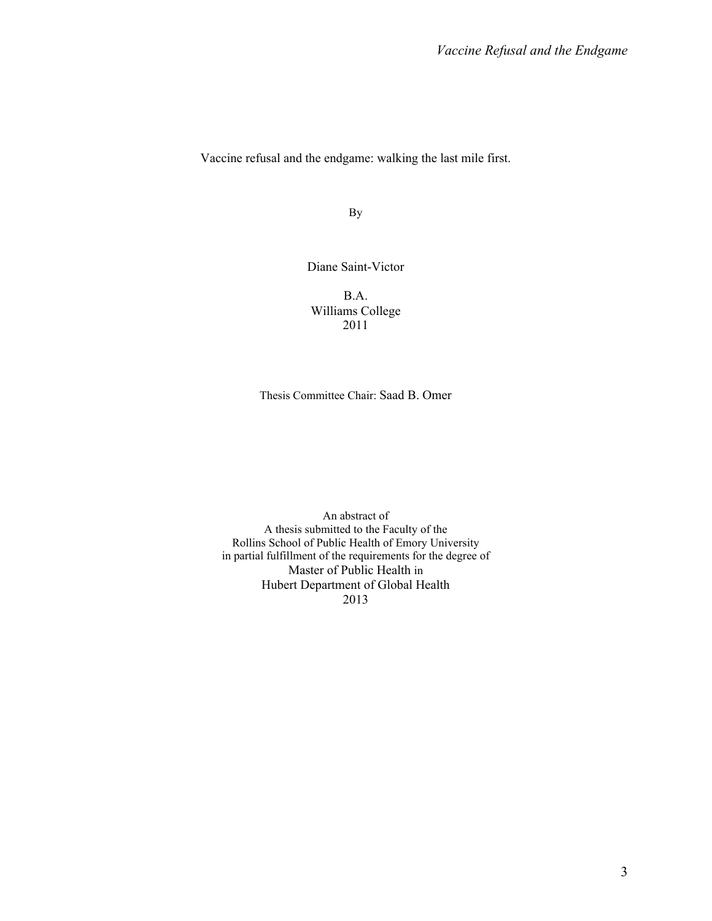Vaccine refusal and the endgame: walking the last mile first.

By

Diane Saint-Victor

B.A.  
Williams College  
2011

Thesis Committee Chair: Saad B. Omer

An abstract of  
A thesis submitted to the Faculty of the  
Rollins School of Public Health of Emory University  
in partial fulfillment of the requirements for the degree of  
Master of Public Health in  
Hubert Department of Global Health  
2013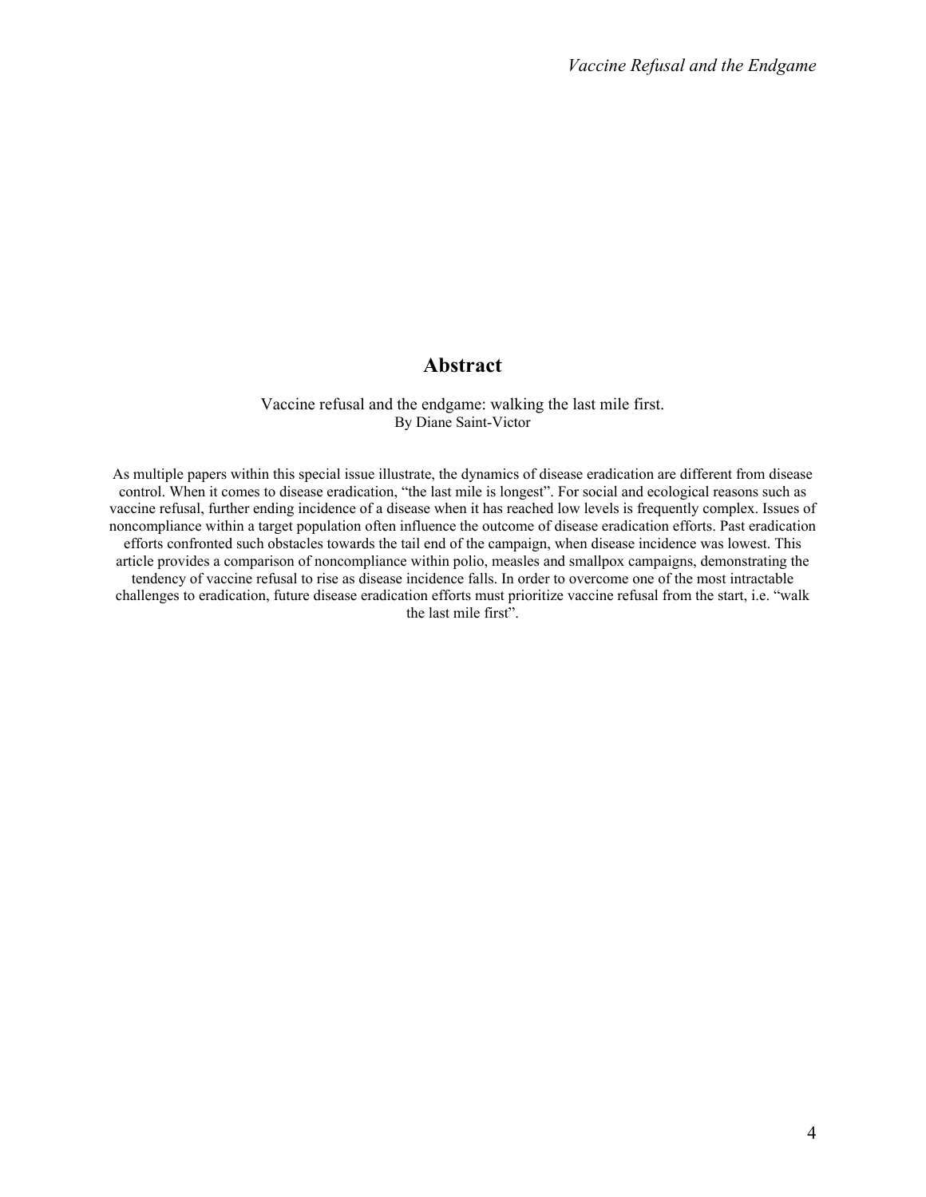# Abstract

Vaccine refusal and the endgame: walking the last mile first.
By Diane Saint-Victor

As multiple papers within this special issue illustrate, the dynamics of disease eradication are different from disease control. When it comes to disease eradication, "the last mile is longest". For social and ecological reasons such as vaccine refusal, further ending incidence of a disease when it has reached low levels is frequently complex. Issues of noncompliance within a target population often influence the outcome of disease eradication efforts. Past eradication efforts confronted such obstacles towards the tail end of the campaign, when disease incidence was lowest. This article provides a comparison of noncompliance within polio, measles and smallpox campaigns, demonstrating the tendency of vaccine refusal to rise as disease incidence falls. In order to overcome one of the most intractable challenges to eradication, future disease eradication efforts must prioritize vaccine refusal from the start, i.e. "walk the last mile first".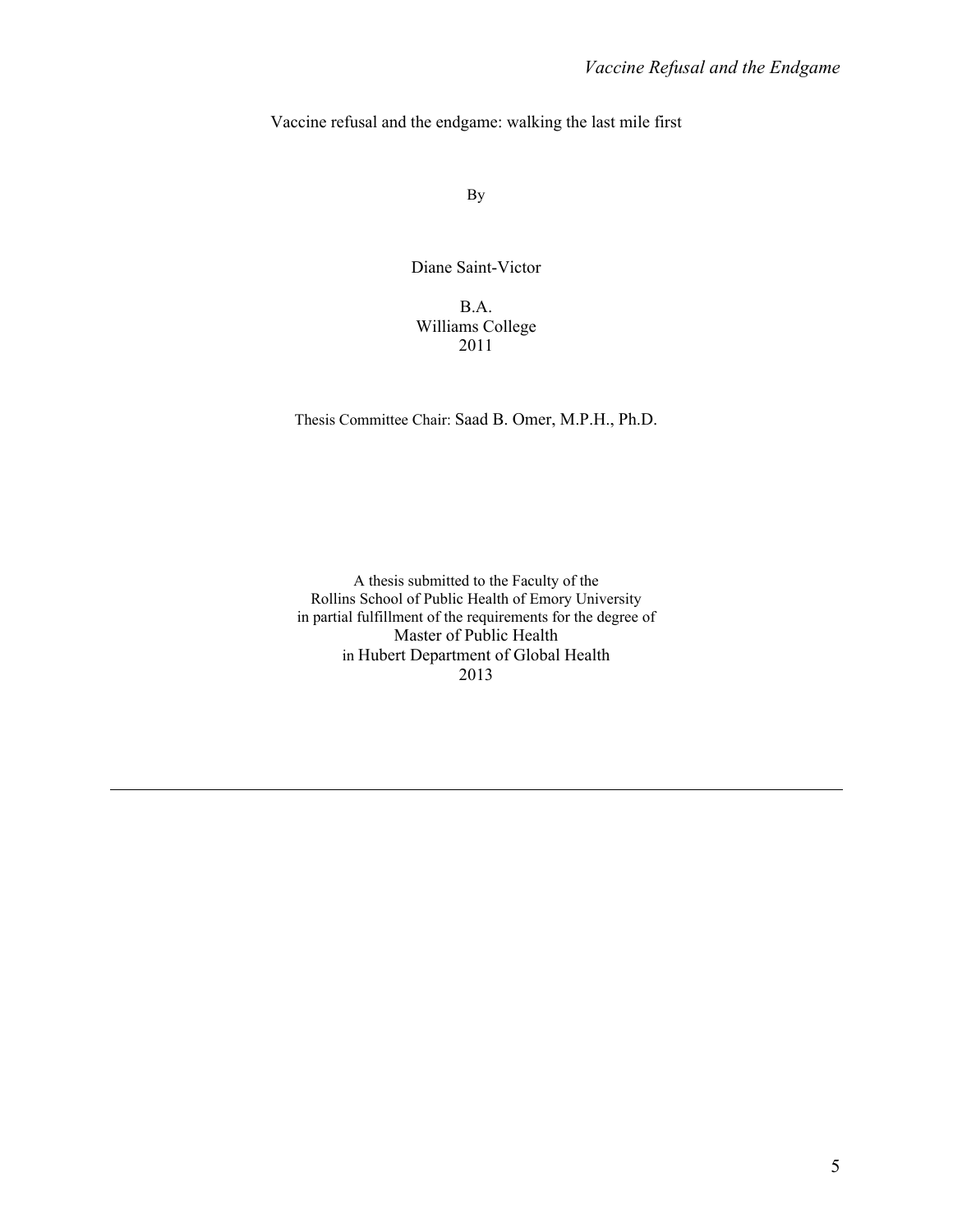Vaccine refusal and the endgame: walking the last mile first

By

Diane Saint-Victor

B.A.
Williams College
2011

Thesis Committee Chair: Saad B. Omer, M.P.H., Ph.D.

A thesis submitted to the Faculty of the
Rollins School of Public Health of Emory University
in partial fulfillment of the requirements for the degree of
Master of Public Health
in Hubert Department of Global Health
2013

---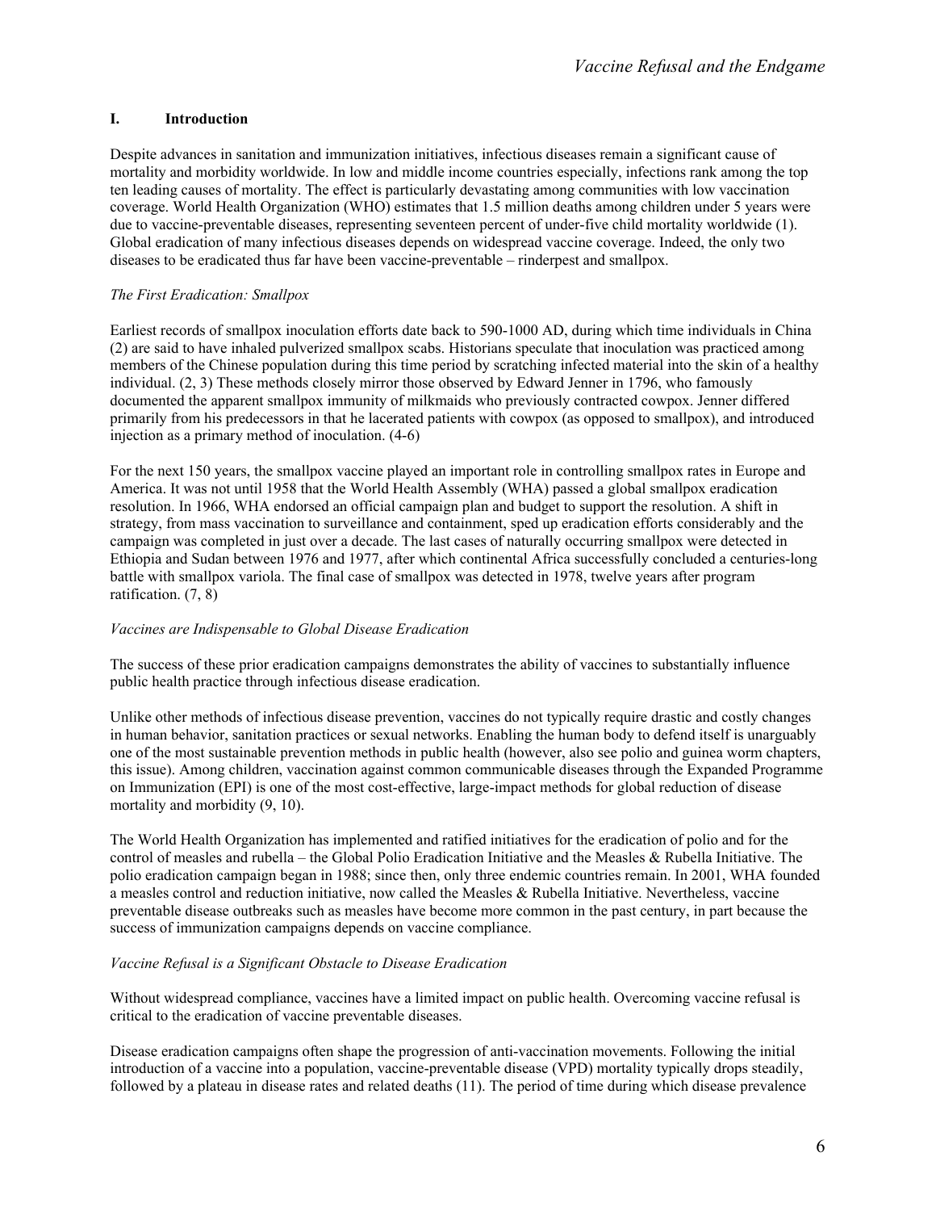## I. Introduction

Despite advances in sanitation and immunization initiatives, infectious diseases remain a significant cause of mortality and morbidity worldwide. In low and middle income countries especially, infections rank among the top ten leading causes of mortality. The effect is particularly devastating among communities with low vaccination coverage. World Health Organization (WHO) estimates that 1.5 million deaths among children under 5 years were due to vaccine-preventable diseases, representing seventeen percent of under-five child mortality worldwide (1). Global eradication of many infectious diseases depends on widespread vaccine coverage. Indeed, the only two diseases to be eradicated thus far have been vaccine-preventable – rinderpest and smallpox.

### *The First Eradication: Smallpox*

Earliest records of smallpox inoculation efforts date back to 590-1000 AD, during which time individuals in China (2) are said to have inhaled pulverized smallpox scabs. Historians speculate that inoculation was practiced among members of the Chinese population during this time period by scratching infected material into the skin of a healthy individual. (2, 3) These methods closely mirror those observed by Edward Jenner in 1796, who famously documented the apparent smallpox immunity of milkmaids who previously contracted cowpox. Jenner differed primarily from his predecessors in that he lacerated patients with cowpox (as opposed to smallpox), and introduced injection as a primary method of inoculation. (4-6)

For the next 150 years, the smallpox vaccine played an important role in controlling smallpox rates in Europe and America. It was not until 1958 that the World Health Assembly (WHA) passed a global smallpox eradication resolution. In 1966, WHA endorsed an official campaign plan and budget to support the resolution. A shift in strategy, from mass vaccination to surveillance and containment, sped up eradication efforts considerably and the campaign was completed in just over a decade. The last cases of naturally occurring smallpox were detected in Ethiopia and Sudan between 1976 and 1977, after which continental Africa successfully concluded a centuries-long battle with smallpox variola. The final case of smallpox was detected in 1978, twelve years after program ratification. (7, 8)

### *Vaccines are Indispensable to Global Disease Eradication*

The success of these prior eradication campaigns demonstrates the ability of vaccines to substantially influence public health practice through infectious disease eradication.

Unlike other methods of infectious disease prevention, vaccines do not typically require drastic and costly changes in human behavior, sanitation practices or sexual networks. Enabling the human body to defend itself is unarguably one of the most sustainable prevention methods in public health (however, also see polio and guinea worm chapters, this issue). Among children, vaccination against common communicable diseases through the Expanded Programme on Immunization (EPI) is one of the most cost-effective, large-impact methods for global reduction of disease mortality and morbidity (9, 10).

The World Health Organization has implemented and ratified initiatives for the eradication of polio and for the control of measles and rubella – the Global Polio Eradication Initiative and the Measles & Rubella Initiative. The polio eradication campaign began in 1988; since then, only three endemic countries remain. In 2001, WHA founded a measles control and reduction initiative, now called the Measles & Rubella Initiative. Nevertheless, vaccine preventable disease outbreaks such as measles have become more common in the past century, in part because the success of immunization campaigns depends on vaccine compliance.

### *Vaccine Refusal is a Significant Obstacle to Disease Eradication*

Without widespread compliance, vaccines have a limited impact on public health. Overcoming vaccine refusal is critical to the eradication of vaccine preventable diseases.

Disease eradication campaigns often shape the progression of anti-vaccination movements. Following the initial introduction of a vaccine into a population, vaccine-preventable disease (VPD) mortality typically drops steadily, followed by a plateau in disease rates and related deaths (11). The period of time during which disease prevalence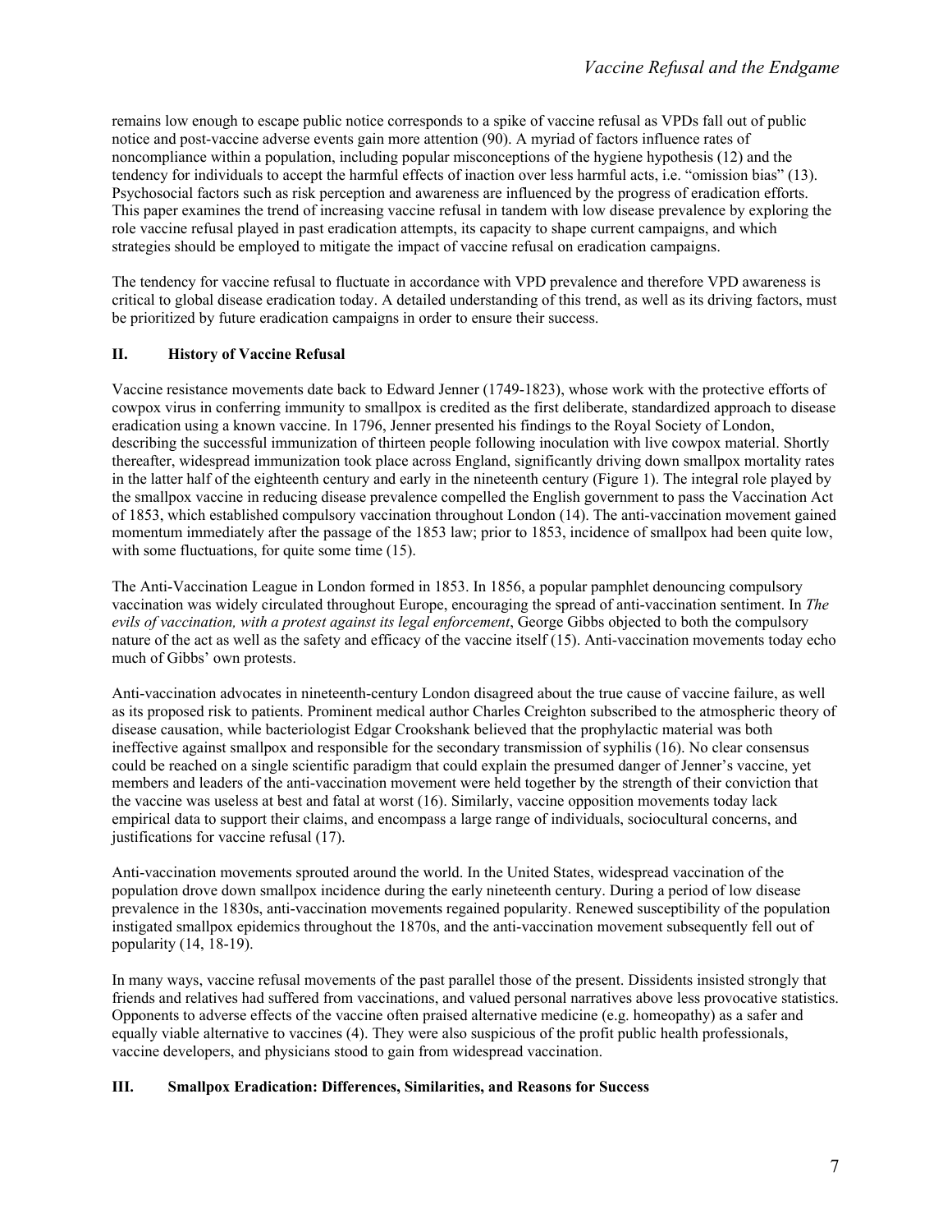remains low enough to escape public notice corresponds to a spike of vaccine refusal as VPDs fall out of public notice and post-vaccine adverse events gain more attention (90). A myriad of factors influence rates of noncompliance within a population, including popular misconceptions of the hygiene hypothesis (12) and the tendency for individuals to accept the harmful effects of inaction over less harmful acts, i.e. "omission bias" (13). Psychosocial factors such as risk perception and awareness are influenced by the progress of eradication efforts. This paper examines the trend of increasing vaccine refusal in tandem with low disease prevalence by exploring the role vaccine refusal played in past eradication attempts, its capacity to shape current campaigns, and which strategies should be employed to mitigate the impact of vaccine refusal on eradication campaigns.

The tendency for vaccine refusal to fluctuate in accordance with VPD prevalence and therefore VPD awareness is critical to global disease eradication today. A detailed understanding of this trend, as well as its driving factors, must be prioritized by future eradication campaigns in order to ensure their success.

## II. History of Vaccine Refusal

Vaccine resistance movements date back to Edward Jenner (1749-1823), whose work with the protective efforts of cowpox virus in conferring immunity to smallpox is credited as the first deliberate, standardized approach to disease eradication using a known vaccine. In 1796, Jenner presented his findings to the Royal Society of London, describing the successful immunization of thirteen people following inoculation with live cowpox material. Shortly thereafter, widespread immunization took place across England, significantly driving down smallpox mortality rates in the latter half of the eighteenth century and early in the nineteenth century (Figure 1). The integral role played by the smallpox vaccine in reducing disease prevalence compelled the English government to pass the Vaccination Act of 1853, which established compulsory vaccination throughout London (14). The anti-vaccination movement gained momentum immediately after the passage of the 1853 law; prior to 1853, incidence of smallpox had been quite low, with some fluctuations, for quite some time (15).

The Anti-Vaccination League in London formed in 1853. In 1856, a popular pamphlet denouncing compulsory vaccination was widely circulated throughout Europe, encouraging the spread of anti-vaccination sentiment. In *The evils of vaccination, with a protest against its legal enforcement*, George Gibbs objected to both the compulsory nature of the act as well as the safety and efficacy of the vaccine itself (15). Anti-vaccination movements today echo much of Gibbs' own protests.

Anti-vaccination advocates in nineteenth-century London disagreed about the true cause of vaccine failure, as well as its proposed risk to patients. Prominent medical author Charles Creighton subscribed to the atmospheric theory of disease causation, while bacteriologist Edgar Crookshank believed that the prophylactic material was both ineffective against smallpox and responsible for the secondary transmission of syphilis (16). No clear consensus could be reached on a single scientific paradigm that could explain the presumed danger of Jenner's vaccine, yet members and leaders of the anti-vaccination movement were held together by the strength of their conviction that the vaccine was useless at best and fatal at worst (16). Similarly, vaccine opposition movements today lack empirical data to support their claims, and encompass a large range of individuals, sociocultural concerns, and justifications for vaccine refusal (17).

Anti-vaccination movements sprouted around the world. In the United States, widespread vaccination of the population drove down smallpox incidence during the early nineteenth century. During a period of low disease prevalence in the 1830s, anti-vaccination movements regained popularity. Renewed susceptibility of the population instigated smallpox epidemics throughout the 1870s, and the anti-vaccination movement subsequently fell out of popularity (14, 18-19).

In many ways, vaccine refusal movements of the past parallel those of the present. Dissidents insisted strongly that friends and relatives had suffered from vaccinations, and valued personal narratives above less provocative statistics. Opponents to adverse effects of the vaccine often praised alternative medicine (e.g. homeopathy) as a safer and equally viable alternative to vaccines (4). They were also suspicious of the profit public health professionals, vaccine developers, and physicians stood to gain from widespread vaccination.

## III. Smallpox Eradication: Differences, Similarities, and Reasons for Success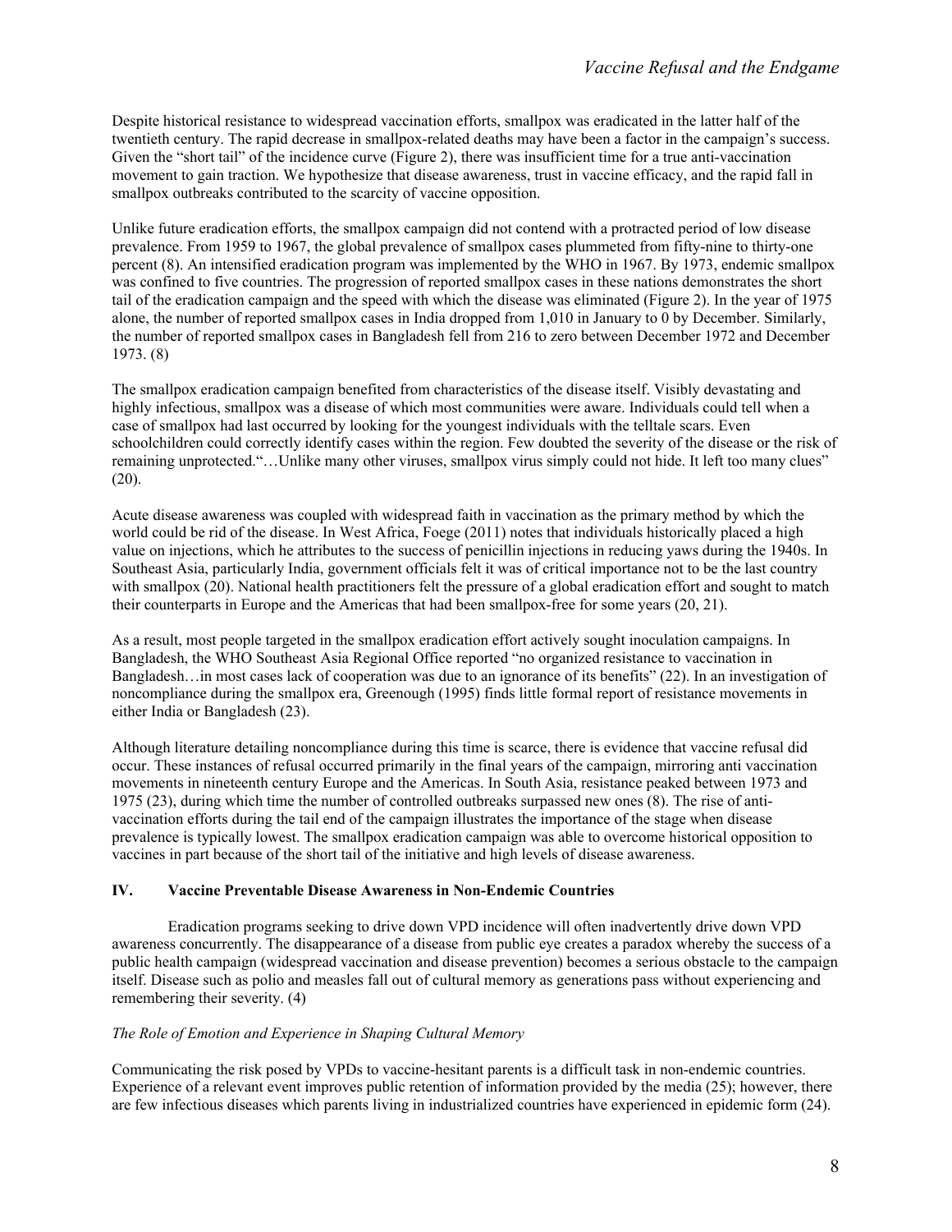Despite historical resistance to widespread vaccination efforts, smallpox was eradicated in the latter half of the twentieth century. The rapid decrease in smallpox-related deaths may have been a factor in the campaign's success. Given the "short tail" of the incidence curve (Figure 2), there was insufficient time for a true anti-vaccination movement to gain traction. We hypothesize that disease awareness, trust in vaccine efficacy, and the rapid fall in smallpox outbreaks contributed to the scarcity of vaccine opposition.

Unlike future eradication efforts, the smallpox campaign did not contend with a protracted period of low disease prevalence. From 1959 to 1967, the global prevalence of smallpox cases plummeted from fifty-nine to thirty-one percent (8). An intensified eradication program was implemented by the WHO in 1967. By 1973, endemic smallpox was confined to five countries. The progression of reported smallpox cases in these nations demonstrates the short tail of the eradication campaign and the speed with which the disease was eliminated (Figure 2). In the year of 1975 alone, the number of reported smallpox cases in India dropped from 1,010 in January to 0 by December. Similarly, the number of reported smallpox cases in Bangladesh fell from 216 to zero between December 1972 and December 1973. (8)

The smallpox eradication campaign benefited from characteristics of the disease itself. Visibly devastating and highly infectious, smallpox was a disease of which most communities were aware. Individuals could tell when a case of smallpox had last occurred by looking for the youngest individuals with the telltale scars. Even schoolchildren could correctly identify cases within the region. Few doubted the severity of the disease or the risk of remaining unprotected."…Unlike many other viruses, smallpox virus simply could not hide. It left too many clues" (20).

Acute disease awareness was coupled with widespread faith in vaccination as the primary method by which the world could be rid of the disease. In West Africa, Foege (2011) notes that individuals historically placed a high value on injections, which he attributes to the success of penicillin injections in reducing yaws during the 1940s. In Southeast Asia, particularly India, government officials felt it was of critical importance not to be the last country with smallpox (20). National health practitioners felt the pressure of a global eradication effort and sought to match their counterparts in Europe and the Americas that had been smallpox-free for some years (20, 21).

As a result, most people targeted in the smallpox eradication effort actively sought inoculation campaigns. In Bangladesh, the WHO Southeast Asia Regional Office reported "no organized resistance to vaccination in Bangladesh…in most cases lack of cooperation was due to an ignorance of its benefits" (22). In an investigation of noncompliance during the smallpox era, Greenough (1995) finds little formal report of resistance movements in either India or Bangladesh (23).

Although literature detailing noncompliance during this time is scarce, there is evidence that vaccine refusal did occur. These instances of refusal occurred primarily in the final years of the campaign, mirroring anti vaccination movements in nineteenth century Europe and the Americas. In South Asia, resistance peaked between 1973 and 1975 (23), during which time the number of controlled outbreaks surpassed new ones (8). The rise of anti-vaccination efforts during the tail end of the campaign illustrates the importance of the stage when disease prevalence is typically lowest. The smallpox eradication campaign was able to overcome historical opposition to vaccines in part because of the short tail of the initiative and high levels of disease awareness.

## IV. Vaccine Preventable Disease Awareness in Non-Endemic Countries

Eradication programs seeking to drive down VPD incidence will often inadvertently drive down VPD awareness concurrently. The disappearance of a disease from public eye creates a paradox whereby the success of a public health campaign (widespread vaccination and disease prevention) becomes a serious obstacle to the campaign itself. Disease such as polio and measles fall out of cultural memory as generations pass without experiencing and remembering their severity. (4)

### *The Role of Emotion and Experience in Shaping Cultural Memory*

Communicating the risk posed by VPDs to vaccine-hesitant parents is a difficult task in non-endemic countries. Experience of a relevant event improves public retention of information provided by the media (25); however, there are few infectious diseases which parents living in industrialized countries have experienced in epidemic form (24).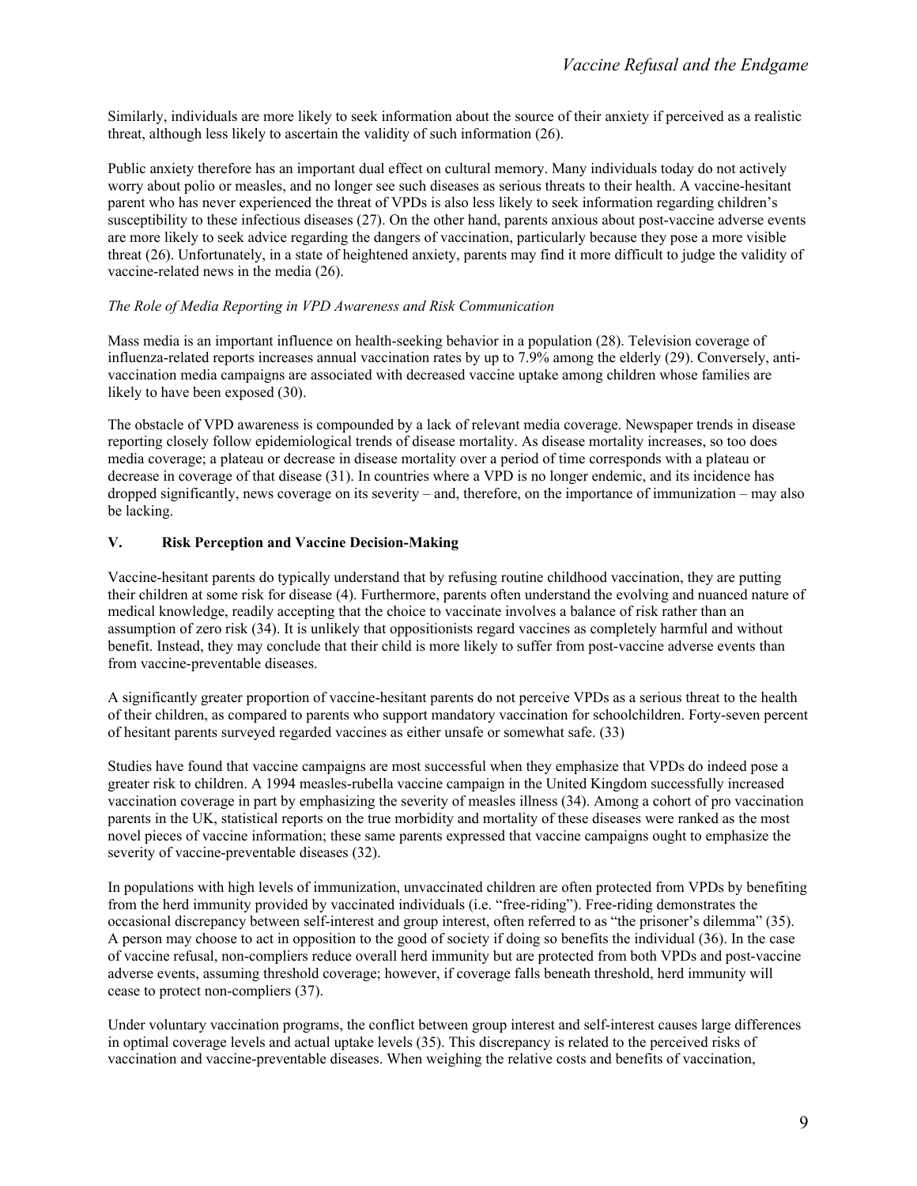Similarly, individuals are more likely to seek information about the source of their anxiety if perceived as a realistic threat, although less likely to ascertain the validity of such information (26).

Public anxiety therefore has an important dual effect on cultural memory. Many individuals today do not actively worry about polio or measles, and no longer see such diseases as serious threats to their health. A vaccine-hesitant parent who has never experienced the threat of VPDs is also less likely to seek information regarding children's susceptibility to these infectious diseases (27). On the other hand, parents anxious about post-vaccine adverse events are more likely to seek advice regarding the dangers of vaccination, particularly because they pose a more visible threat (26). Unfortunately, in a state of heightened anxiety, parents may find it more difficult to judge the validity of vaccine-related news in the media (26).

*The Role of Media Reporting in VPD Awareness and Risk Communication*

Mass media is an important influence on health-seeking behavior in a population (28). Television coverage of influenza-related reports increases annual vaccination rates by up to 7.9% among the elderly (29). Conversely, anti-vaccination media campaigns are associated with decreased vaccine uptake among children whose families are likely to have been exposed (30).

The obstacle of VPD awareness is compounded by a lack of relevant media coverage. Newspaper trends in disease reporting closely follow epidemiological trends of disease mortality. As disease mortality increases, so too does media coverage; a plateau or decrease in disease mortality over a period of time corresponds with a plateau or decrease in coverage of that disease (31). In countries where a VPD is no longer endemic, and its incidence has dropped significantly, news coverage on its severity – and, therefore, on the importance of immunization – may also be lacking.

## V. Risk Perception and Vaccine Decision-Making

Vaccine-hesitant parents do typically understand that by refusing routine childhood vaccination, they are putting their children at some risk for disease (4). Furthermore, parents often understand the evolving and nuanced nature of medical knowledge, readily accepting that the choice to vaccinate involves a balance of risk rather than an assumption of zero risk (34). It is unlikely that oppositionists regard vaccines as completely harmful and without benefit. Instead, they may conclude that their child is more likely to suffer from post-vaccine adverse events than from vaccine-preventable diseases.

A significantly greater proportion of vaccine-hesitant parents do not perceive VPDs as a serious threat to the health of their children, as compared to parents who support mandatory vaccination for schoolchildren. Forty-seven percent of hesitant parents surveyed regarded vaccines as either unsafe or somewhat safe. (33)

Studies have found that vaccine campaigns are most successful when they emphasize that VPDs do indeed pose a greater risk to children. A 1994 measles-rubella vaccine campaign in the United Kingdom successfully increased vaccination coverage in part by emphasizing the severity of measles illness (34). Among a cohort of pro vaccination parents in the UK, statistical reports on the true morbidity and mortality of these diseases were ranked as the most novel pieces of vaccine information; these same parents expressed that vaccine campaigns ought to emphasize the severity of vaccine-preventable diseases (32).

In populations with high levels of immunization, unvaccinated children are often protected from VPDs by benefiting from the herd immunity provided by vaccinated individuals (i.e. "free-riding"). Free-riding demonstrates the occasional discrepancy between self-interest and group interest, often referred to as "the prisoner's dilemma" (35). A person may choose to act in opposition to the good of society if doing so benefits the individual (36). In the case of vaccine refusal, non-compliers reduce overall herd immunity but are protected from both VPDs and post-vaccine adverse events, assuming threshold coverage; however, if coverage falls beneath threshold, herd immunity will cease to protect non-compliers (37).

Under voluntary vaccination programs, the conflict between group interest and self-interest causes large differences in optimal coverage levels and actual uptake levels (35). This discrepancy is related to the perceived risks of vaccination and vaccine-preventable diseases. When weighing the relative costs and benefits of vaccination,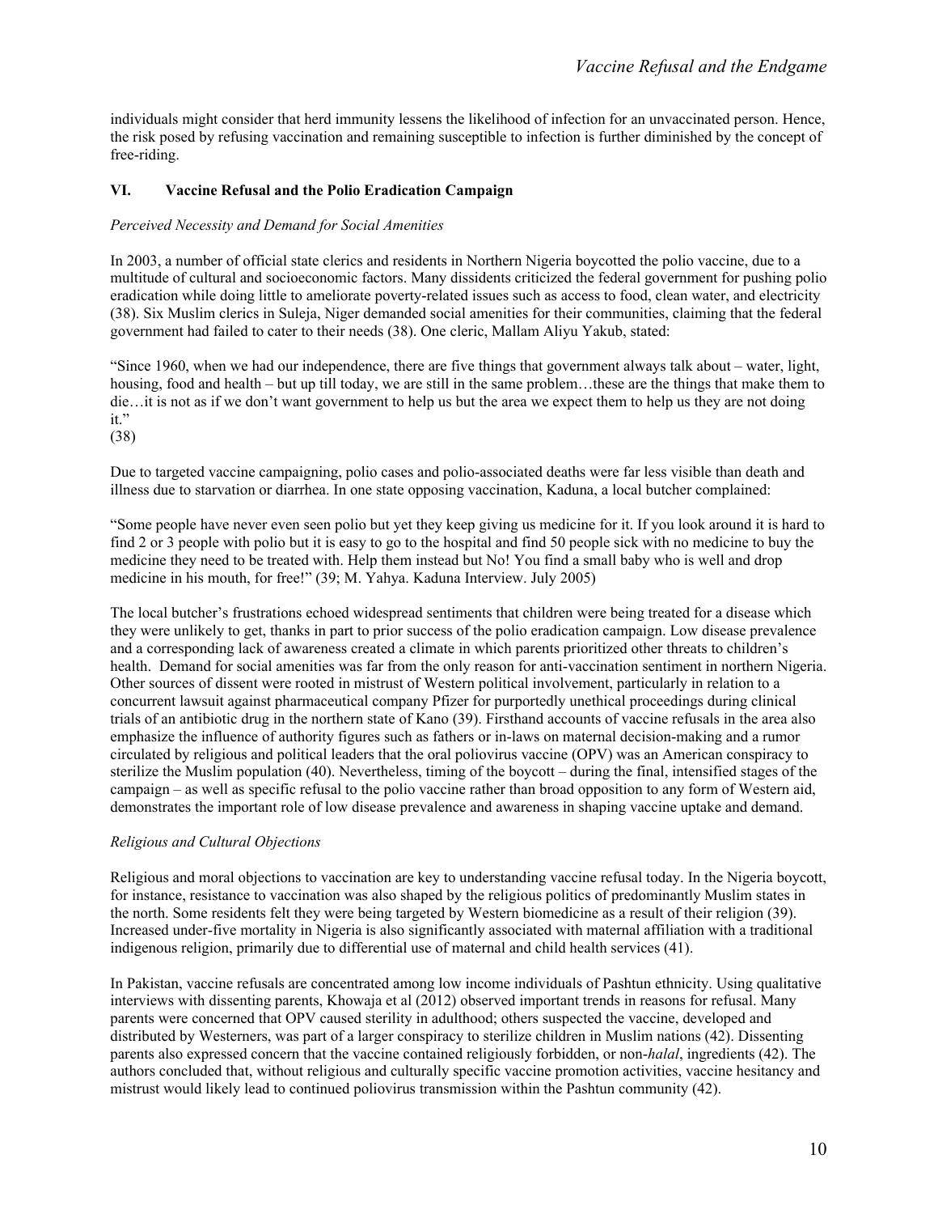individuals might consider that herd immunity lessens the likelihood of infection for an unvaccinated person. Hence, the risk posed by refusing vaccination and remaining susceptible to infection is further diminished by the concept of free-riding.

## VI. Vaccine Refusal and the Polio Eradication Campaign

*Perceived Necessity and Demand for Social Amenities*

In 2003, a number of official state clerics and residents in Northern Nigeria boycotted the polio vaccine, due to a multitude of cultural and socioeconomic factors. Many dissidents criticized the federal government for pushing polio eradication while doing little to ameliorate poverty-related issues such as access to food, clean water, and electricity (38). Six Muslim clerics in Suleja, Niger demanded social amenities for their communities, claiming that the federal government had failed to cater to their needs (38). One cleric, Mallam Aliyu Yakub, stated:

"Since 1960, when we had our independence, there are five things that government always talk about – water, light, housing, food and health – but up till today, we are still in the same problem…these are the things that make them to die…it is not as if we don't want government to help us but the area we expect them to help us they are not doing it."
(38)

Due to targeted vaccine campaigning, polio cases and polio-associated deaths were far less visible than death and illness due to starvation or diarrhea. In one state opposing vaccination, Kaduna, a local butcher complained:

"Some people have never even seen polio but yet they keep giving us medicine for it. If you look around it is hard to find 2 or 3 people with polio but it is easy to go to the hospital and find 50 people sick with no medicine to buy the medicine they need to be treated with. Help them instead but No! You find a small baby who is well and drop medicine in his mouth, for free!" (39; M. Yahya. Kaduna Interview. July 2005)

The local butcher's frustrations echoed widespread sentiments that children were being treated for a disease which they were unlikely to get, thanks in part to prior success of the polio eradication campaign. Low disease prevalence and a corresponding lack of awareness created a climate in which parents prioritized other threats to children's health. Demand for social amenities was far from the only reason for anti-vaccination sentiment in northern Nigeria. Other sources of dissent were rooted in mistrust of Western political involvement, particularly in relation to a concurrent lawsuit against pharmaceutical company Pfizer for purportedly unethical proceedings during clinical trials of an antibiotic drug in the northern state of Kano (39). Firsthand accounts of vaccine refusals in the area also emphasize the influence of authority figures such as fathers or in-laws on maternal decision-making and a rumor circulated by religious and political leaders that the oral poliovirus vaccine (OPV) was an American conspiracy to sterilize the Muslim population (40). Nevertheless, timing of the boycott – during the final, intensified stages of the campaign – as well as specific refusal to the polio vaccine rather than broad opposition to any form of Western aid, demonstrates the important role of low disease prevalence and awareness in shaping vaccine uptake and demand.

*Religious and Cultural Objections*

Religious and moral objections to vaccination are key to understanding vaccine refusal today. In the Nigeria boycott, for instance, resistance to vaccination was also shaped by the religious politics of predominantly Muslim states in the north. Some residents felt they were being targeted by Western biomedicine as a result of their religion (39). Increased under-five mortality in Nigeria is also significantly associated with maternal affiliation with a traditional indigenous religion, primarily due to differential use of maternal and child health services (41).

In Pakistan, vaccine refusals are concentrated among low income individuals of Pashtun ethnicity. Using qualitative interviews with dissenting parents, Khowaja et al (2012) observed important trends in reasons for refusal. Many parents were concerned that OPV caused sterility in adulthood; others suspected the vaccine, developed and distributed by Westerners, was part of a larger conspiracy to sterilize children in Muslim nations (42). Dissenting parents also expressed concern that the vaccine contained religiously forbidden, or non-*halal*, ingredients (42). The authors concluded that, without religious and culturally specific vaccine promotion activities, vaccine hesitancy and mistrust would likely lead to continued poliovirus transmission within the Pashtun community (42).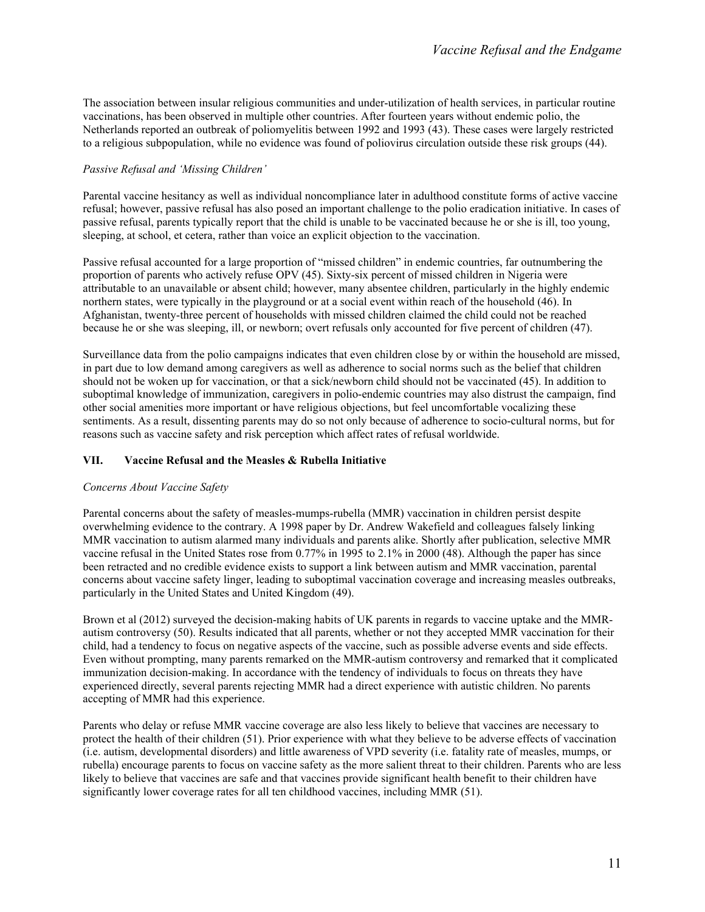The association between insular religious communities and under-utilization of health services, in particular routine vaccinations, has been observed in multiple other countries. After fourteen years without endemic polio, the Netherlands reported an outbreak of poliomyelitis between 1992 and 1993 (43). These cases were largely restricted to a religious subpopulation, while no evidence was found of poliovirus circulation outside these risk groups (44).

*Passive Refusal and 'Missing Children'*

Parental vaccine hesitancy as well as individual noncompliance later in adulthood constitute forms of active vaccine refusal; however, passive refusal has also posed an important challenge to the polio eradication initiative. In cases of passive refusal, parents typically report that the child is unable to be vaccinated because he or she is ill, too young, sleeping, at school, et cetera, rather than voice an explicit objection to the vaccination.

Passive refusal accounted for a large proportion of "missed children" in endemic countries, far outnumbering the proportion of parents who actively refuse OPV (45). Sixty-six percent of missed children in Nigeria were attributable to an unavailable or absent child; however, many absentee children, particularly in the highly endemic northern states, were typically in the playground or at a social event within reach of the household (46). In Afghanistan, twenty-three percent of households with missed children claimed the child could not be reached because he or she was sleeping, ill, or newborn; overt refusals only accounted for five percent of children (47).

Surveillance data from the polio campaigns indicates that even children close by or within the household are missed, in part due to low demand among caregivers as well as adherence to social norms such as the belief that children should not be woken up for vaccination, or that a sick/newborn child should not be vaccinated (45). In addition to suboptimal knowledge of immunization, caregivers in polio-endemic countries may also distrust the campaign, find other social amenities more important or have religious objections, but feel uncomfortable vocalizing these sentiments. As a result, dissenting parents may do so not only because of adherence to socio-cultural norms, but for reasons such as vaccine safety and risk perception which affect rates of refusal worldwide.

## VII. Vaccine Refusal and the Measles & Rubella Initiative

*Concerns About Vaccine Safety*

Parental concerns about the safety of measles-mumps-rubella (MMR) vaccination in children persist despite overwhelming evidence to the contrary. A 1998 paper by Dr. Andrew Wakefield and colleagues falsely linking MMR vaccination to autism alarmed many individuals and parents alike. Shortly after publication, selective MMR vaccine refusal in the United States rose from 0.77% in 1995 to 2.1% in 2000 (48). Although the paper has since been retracted and no credible evidence exists to support a link between autism and MMR vaccination, parental concerns about vaccine safety linger, leading to suboptimal vaccination coverage and increasing measles outbreaks, particularly in the United States and United Kingdom (49).

Brown et al (2012) surveyed the decision-making habits of UK parents in regards to vaccine uptake and the MMR-autism controversy (50). Results indicated that all parents, whether or not they accepted MMR vaccination for their child, had a tendency to focus on negative aspects of the vaccine, such as possible adverse events and side effects. Even without prompting, many parents remarked on the MMR-autism controversy and remarked that it complicated immunization decision-making. In accordance with the tendency of individuals to focus on threats they have experienced directly, several parents rejecting MMR had a direct experience with autistic children. No parents accepting of MMR had this experience.

Parents who delay or refuse MMR vaccine coverage are also less likely to believe that vaccines are necessary to protect the health of their children (51). Prior experience with what they believe to be adverse effects of vaccination (i.e. autism, developmental disorders) and little awareness of VPD severity (i.e. fatality rate of measles, mumps, or rubella) encourage parents to focus on vaccine safety as the more salient threat to their children. Parents who are less likely to believe that vaccines are safe and that vaccines provide significant health benefit to their children have significantly lower coverage rates for all ten childhood vaccines, including MMR (51).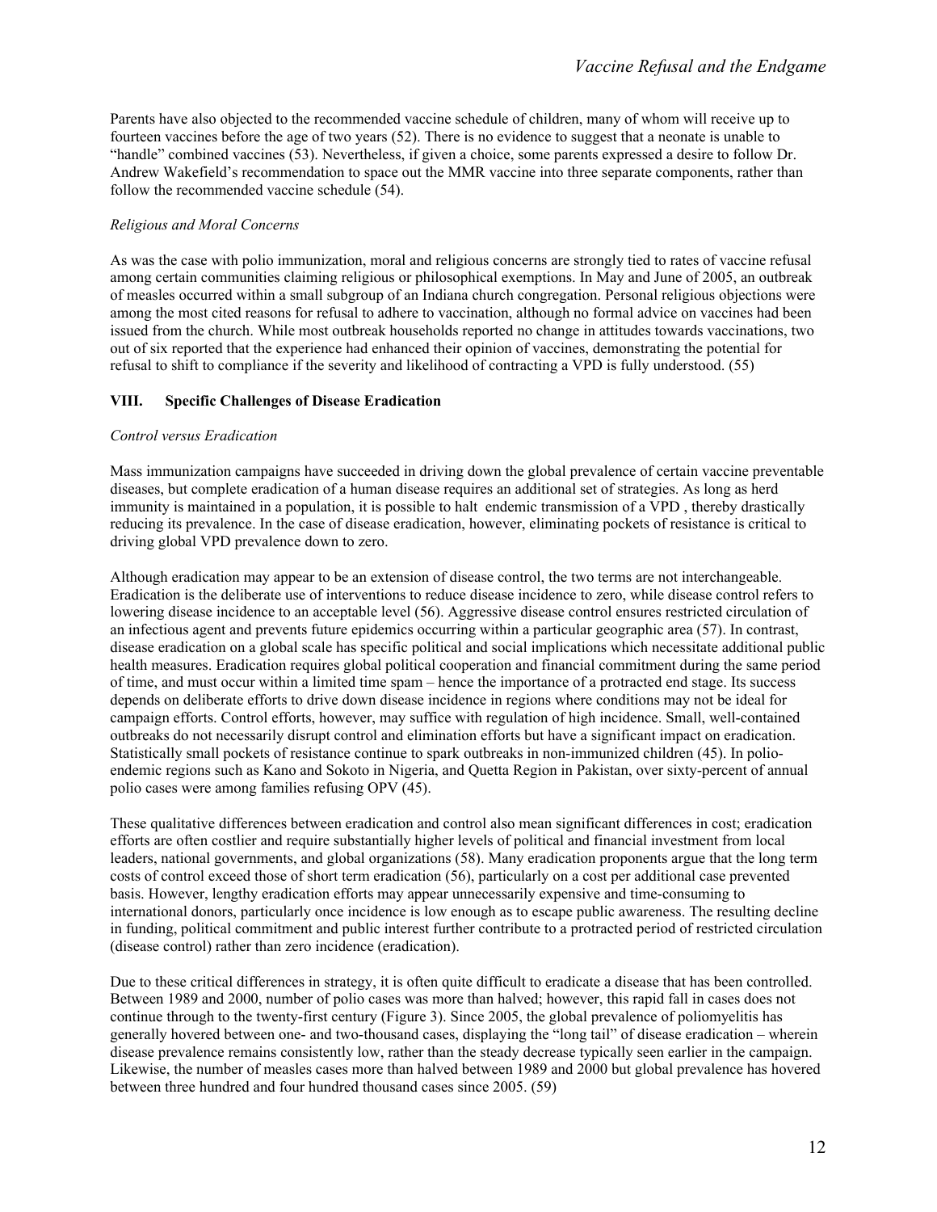Parents have also objected to the recommended vaccine schedule of children, many of whom will receive up to fourteen vaccines before the age of two years (52). There is no evidence to suggest that a neonate is unable to "handle" combined vaccines (53). Nevertheless, if given a choice, some parents expressed a desire to follow Dr. Andrew Wakefield's recommendation to space out the MMR vaccine into three separate components, rather than follow the recommended vaccine schedule (54).

*Religious and Moral Concerns*

As was the case with polio immunization, moral and religious concerns are strongly tied to rates of vaccine refusal among certain communities claiming religious or philosophical exemptions. In May and June of 2005, an outbreak of measles occurred within a small subgroup of an Indiana church congregation. Personal religious objections were among the most cited reasons for refusal to adhere to vaccination, although no formal advice on vaccines had been issued from the church. While most outbreak households reported no change in attitudes towards vaccinations, two out of six reported that the experience had enhanced their opinion of vaccines, demonstrating the potential for refusal to shift to compliance if the severity and likelihood of contracting a VPD is fully understood. (55)

## VIII. Specific Challenges of Disease Eradication

*Control versus Eradication*

Mass immunization campaigns have succeeded in driving down the global prevalence of certain vaccine preventable diseases, but complete eradication of a human disease requires an additional set of strategies. As long as herd immunity is maintained in a population, it is possible to halt endemic transmission of a VPD , thereby drastically reducing its prevalence. In the case of disease eradication, however, eliminating pockets of resistance is critical to driving global VPD prevalence down to zero.

Although eradication may appear to be an extension of disease control, the two terms are not interchangeable. Eradication is the deliberate use of interventions to reduce disease incidence to zero, while disease control refers to lowering disease incidence to an acceptable level (56). Aggressive disease control ensures restricted circulation of an infectious agent and prevents future epidemics occurring within a particular geographic area (57). In contrast, disease eradication on a global scale has specific political and social implications which necessitate additional public health measures. Eradication requires global political cooperation and financial commitment during the same period of time, and must occur within a limited time spam – hence the importance of a protracted end stage. Its success depends on deliberate efforts to drive down disease incidence in regions where conditions may not be ideal for campaign efforts. Control efforts, however, may suffice with regulation of high incidence. Small, well-contained outbreaks do not necessarily disrupt control and elimination efforts but have a significant impact on eradication. Statistically small pockets of resistance continue to spark outbreaks in non-immunized children (45). In polio-endemic regions such as Kano and Sokoto in Nigeria, and Quetta Region in Pakistan, over sixty-percent of annual polio cases were among families refusing OPV (45).

These qualitative differences between eradication and control also mean significant differences in cost; eradication efforts are often costlier and require substantially higher levels of political and financial investment from local leaders, national governments, and global organizations (58). Many eradication proponents argue that the long term costs of control exceed those of short term eradication (56), particularly on a cost per additional case prevented basis. However, lengthy eradication efforts may appear unnecessarily expensive and time-consuming to international donors, particularly once incidence is low enough as to escape public awareness. The resulting decline in funding, political commitment and public interest further contribute to a protracted period of restricted circulation (disease control) rather than zero incidence (eradication).

Due to these critical differences in strategy, it is often quite difficult to eradicate a disease that has been controlled. Between 1989 and 2000, number of polio cases was more than halved; however, this rapid fall in cases does not continue through to the twenty-first century (Figure 3). Since 2005, the global prevalence of poliomyelitis has generally hovered between one- and two-thousand cases, displaying the "long tail" of disease eradication – wherein disease prevalence remains consistently low, rather than the steady decrease typically seen earlier in the campaign. Likewise, the number of measles cases more than halved between 1989 and 2000 but global prevalence has hovered between three hundred and four hundred thousand cases since 2005. (59)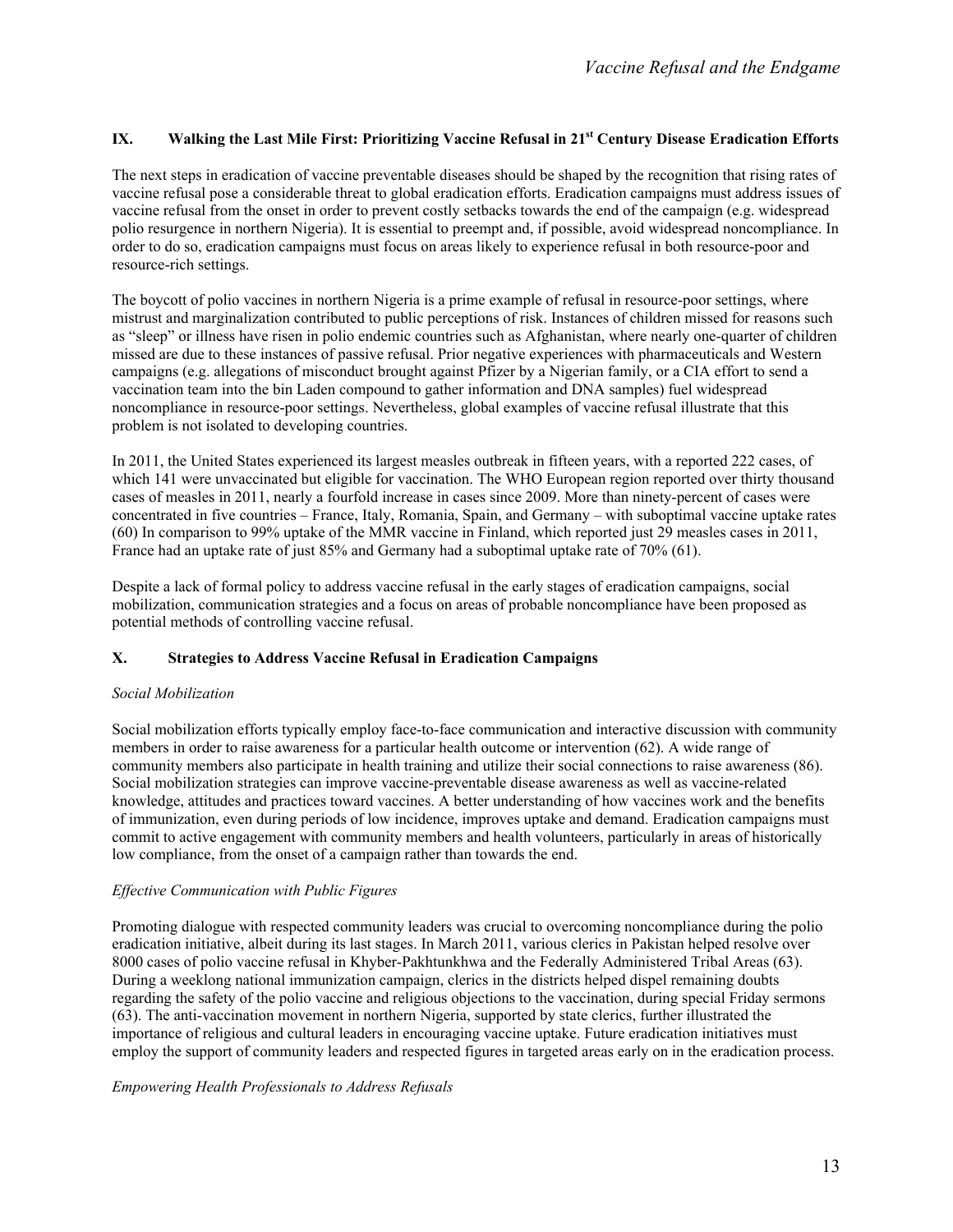## IX. Walking the Last Mile First: Prioritizing Vaccine Refusal in 21st Century Disease Eradication Efforts

The next steps in eradication of vaccine preventable diseases should be shaped by the recognition that rising rates of vaccine refusal pose a considerable threat to global eradication efforts. Eradication campaigns must address issues of vaccine refusal from the onset in order to prevent costly setbacks towards the end of the campaign (e.g. widespread polio resurgence in northern Nigeria). It is essential to preempt and, if possible, avoid widespread noncompliance. In order to do so, eradication campaigns must focus on areas likely to experience refusal in both resource-poor and resource-rich settings.

The boycott of polio vaccines in northern Nigeria is a prime example of refusal in resource-poor settings, where mistrust and marginalization contributed to public perceptions of risk. Instances of children missed for reasons such as "sleep" or illness have risen in polio endemic countries such as Afghanistan, where nearly one-quarter of children missed are due to these instances of passive refusal. Prior negative experiences with pharmaceuticals and Western campaigns (e.g. allegations of misconduct brought against Pfizer by a Nigerian family, or a CIA effort to send a vaccination team into the bin Laden compound to gather information and DNA samples) fuel widespread noncompliance in resource-poor settings. Nevertheless, global examples of vaccine refusal illustrate that this problem is not isolated to developing countries.

In 2011, the United States experienced its largest measles outbreak in fifteen years, with a reported 222 cases, of which 141 were unvaccinated but eligible for vaccination. The WHO European region reported over thirty thousand cases of measles in 2011, nearly a fourfold increase in cases since 2009. More than ninety-percent of cases were concentrated in five countries – France, Italy, Romania, Spain, and Germany – with suboptimal vaccine uptake rates (60) In comparison to 99% uptake of the MMR vaccine in Finland, which reported just 29 measles cases in 2011, France had an uptake rate of just 85% and Germany had a suboptimal uptake rate of 70% (61).

Despite a lack of formal policy to address vaccine refusal in the early stages of eradication campaigns, social mobilization, communication strategies and a focus on areas of probable noncompliance have been proposed as potential methods of controlling vaccine refusal.

## X. Strategies to Address Vaccine Refusal in Eradication Campaigns

*Social Mobilization*

Social mobilization efforts typically employ face-to-face communication and interactive discussion with community members in order to raise awareness for a particular health outcome or intervention (62). A wide range of community members also participate in health training and utilize their social connections to raise awareness (86). Social mobilization strategies can improve vaccine-preventable disease awareness as well as vaccine-related knowledge, attitudes and practices toward vaccines. A better understanding of how vaccines work and the benefits of immunization, even during periods of low incidence, improves uptake and demand. Eradication campaigns must commit to active engagement with community members and health volunteers, particularly in areas of historically low compliance, from the onset of a campaign rather than towards the end.

*Effective Communication with Public Figures*

Promoting dialogue with respected community leaders was crucial to overcoming noncompliance during the polio eradication initiative, albeit during its last stages. In March 2011, various clerics in Pakistan helped resolve over 8000 cases of polio vaccine refusal in Khyber-Pakhtunkhwa and the Federally Administered Tribal Areas (63). During a weeklong national immunization campaign, clerics in the districts helped dispel remaining doubts regarding the safety of the polio vaccine and religious objections to the vaccination, during special Friday sermons (63). The anti-vaccination movement in northern Nigeria, supported by state clerics, further illustrated the importance of religious and cultural leaders in encouraging vaccine uptake. Future eradication initiatives must employ the support of community leaders and respected figures in targeted areas early on in the eradication process.

*Empowering Health Professionals to Address Refusals*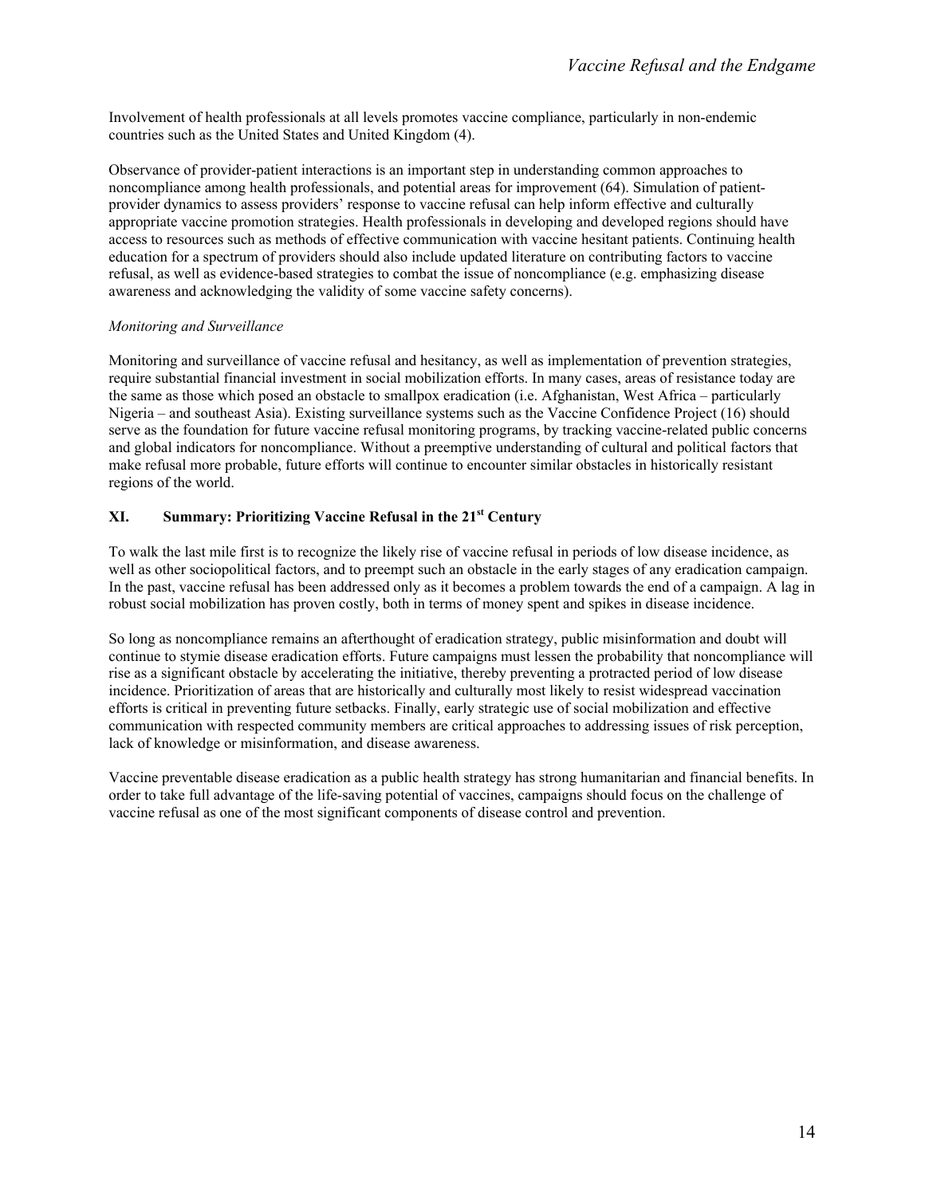Involvement of health professionals at all levels promotes vaccine compliance, particularly in non-endemic countries such as the United States and United Kingdom (4).

Observance of provider-patient interactions is an important step in understanding common approaches to noncompliance among health professionals, and potential areas for improvement (64). Simulation of patient-provider dynamics to assess providers' response to vaccine refusal can help inform effective and culturally appropriate vaccine promotion strategies. Health professionals in developing and developed regions should have access to resources such as methods of effective communication with vaccine hesitant patients. Continuing health education for a spectrum of providers should also include updated literature on contributing factors to vaccine refusal, as well as evidence-based strategies to combat the issue of noncompliance (e.g. emphasizing disease awareness and acknowledging the validity of some vaccine safety concerns).

*Monitoring and Surveillance*

Monitoring and surveillance of vaccine refusal and hesitancy, as well as implementation of prevention strategies, require substantial financial investment in social mobilization efforts. In many cases, areas of resistance today are the same as those which posed an obstacle to smallpox eradication (i.e. Afghanistan, West Africa – particularly Nigeria – and southeast Asia). Existing surveillance systems such as the Vaccine Confidence Project (16) should serve as the foundation for future vaccine refusal monitoring programs, by tracking vaccine-related public concerns and global indicators for noncompliance. Without a preemptive understanding of cultural and political factors that make refusal more probable, future efforts will continue to encounter similar obstacles in historically resistant regions of the world.

## XI. Summary: Prioritizing Vaccine Refusal in the 21st Century

To walk the last mile first is to recognize the likely rise of vaccine refusal in periods of low disease incidence, as well as other sociopolitical factors, and to preempt such an obstacle in the early stages of any eradication campaign. In the past, vaccine refusal has been addressed only as it becomes a problem towards the end of a campaign. A lag in robust social mobilization has proven costly, both in terms of money spent and spikes in disease incidence.

So long as noncompliance remains an afterthought of eradication strategy, public misinformation and doubt will continue to stymie disease eradication efforts. Future campaigns must lessen the probability that noncompliance will rise as a significant obstacle by accelerating the initiative, thereby preventing a protracted period of low disease incidence. Prioritization of areas that are historically and culturally most likely to resist widespread vaccination efforts is critical in preventing future setbacks. Finally, early strategic use of social mobilization and effective communication with respected community members are critical approaches to addressing issues of risk perception, lack of knowledge or misinformation, and disease awareness.

Vaccine preventable disease eradication as a public health strategy has strong humanitarian and financial benefits. In order to take full advantage of the life-saving potential of vaccines, campaigns should focus on the challenge of vaccine refusal as one of the most significant components of disease control and prevention.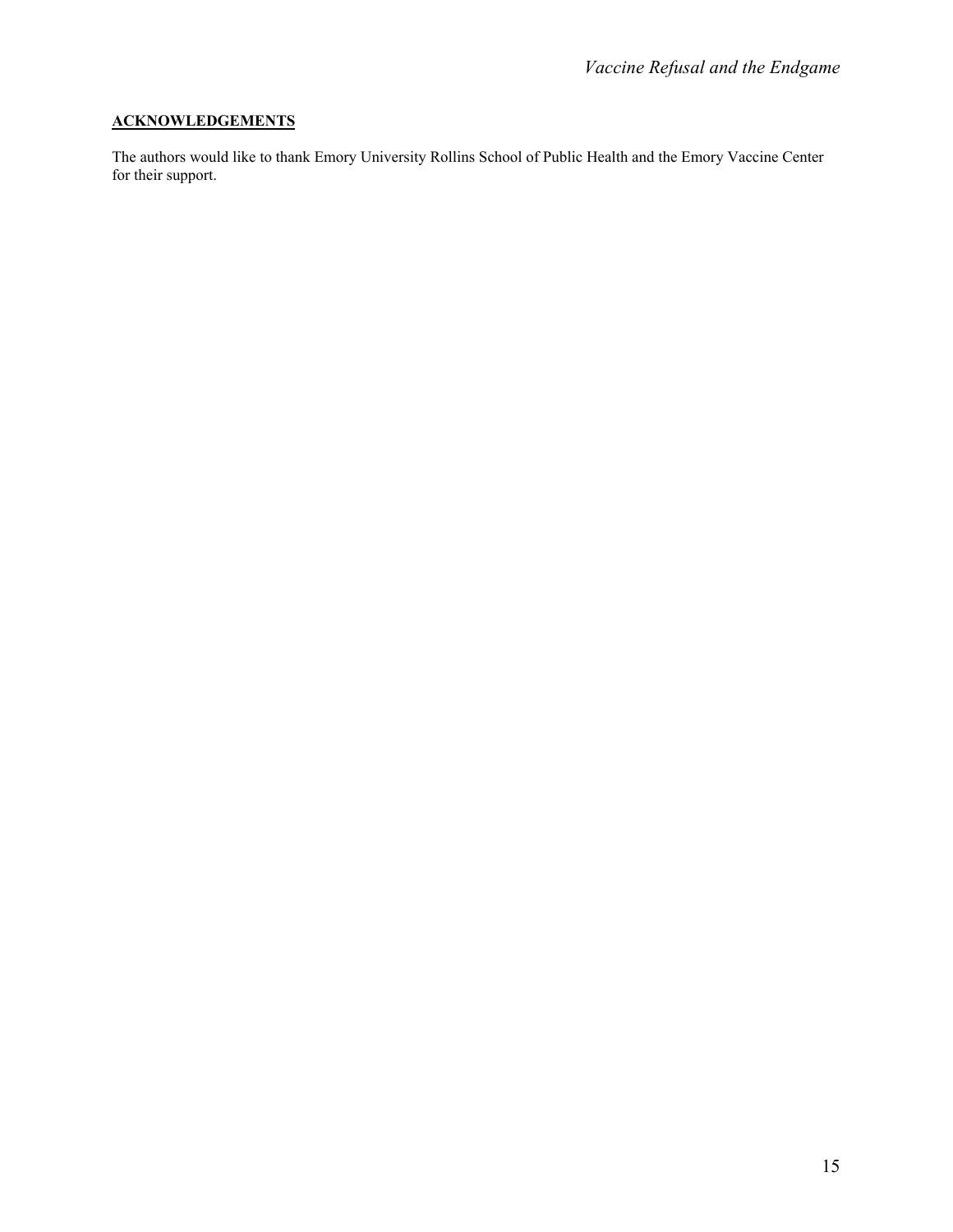## ACKNOWLEDGEMENTS

The authors would like to thank Emory University Rollins School of Public Health and the Emory Vaccine Center for their support.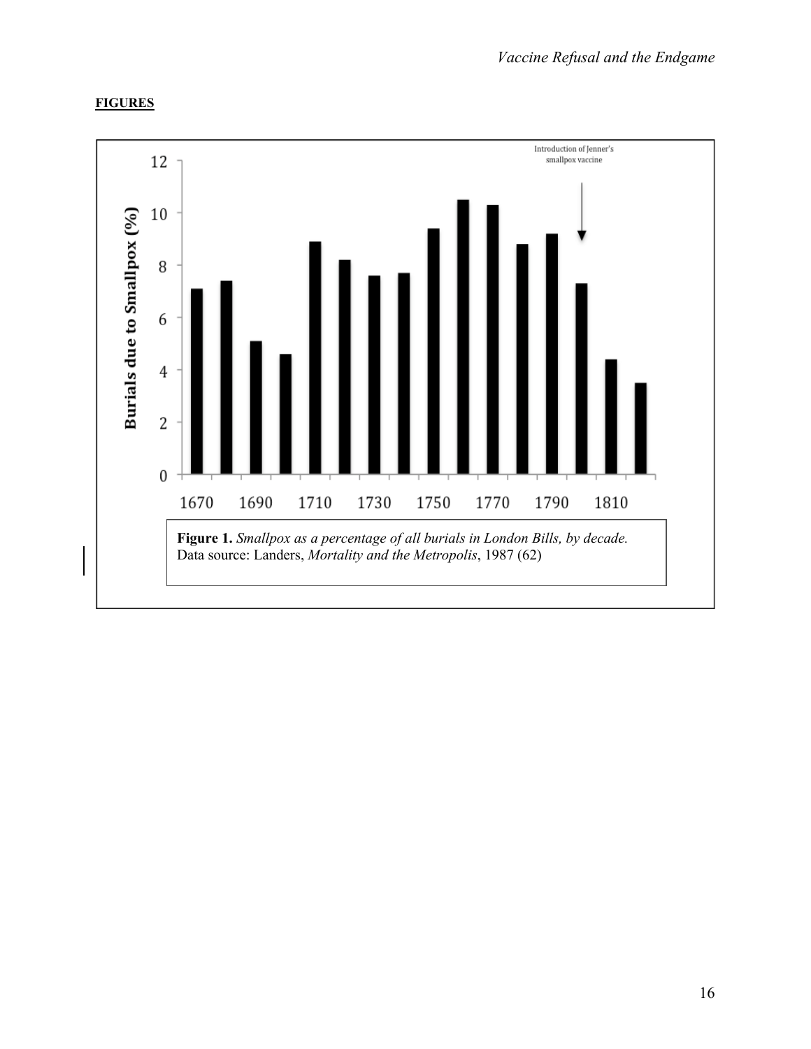**FIGURES**

**Figure 1.** *Smallpox as a percentage of all burials in London Bills, by decade.* Data source: Landers, *Mortality and the Metropolis*, 1987 (62)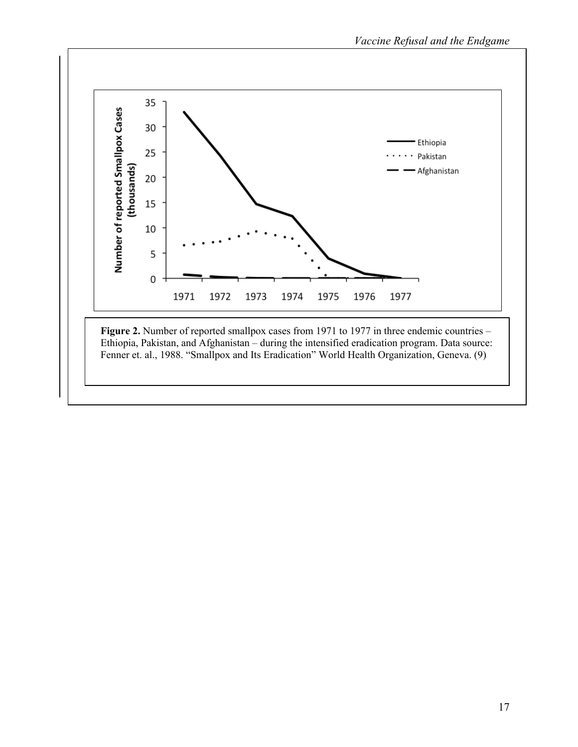**Figure 2.** Number of reported smallpox cases from 1971 to 1977 in three endemic countries – Ethiopia, Pakistan, and Afghanistan – during the intensified eradication program. Data source: Fenner et. al., 1988. "Smallpox and Its Eradication" World Health Organization, Geneva. (9)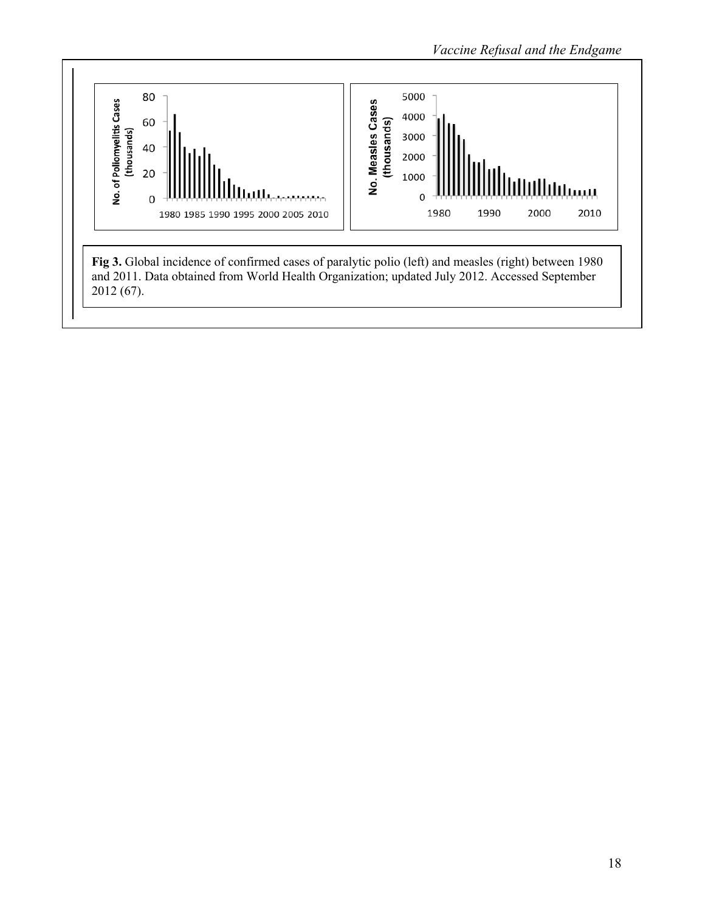**Fig 3.** Global incidence of confirmed cases of paralytic polio (left) and measles (right) between 1980 and 2011. Data obtained from World Health Organization; updated July 2012. Accessed September 2012 (67).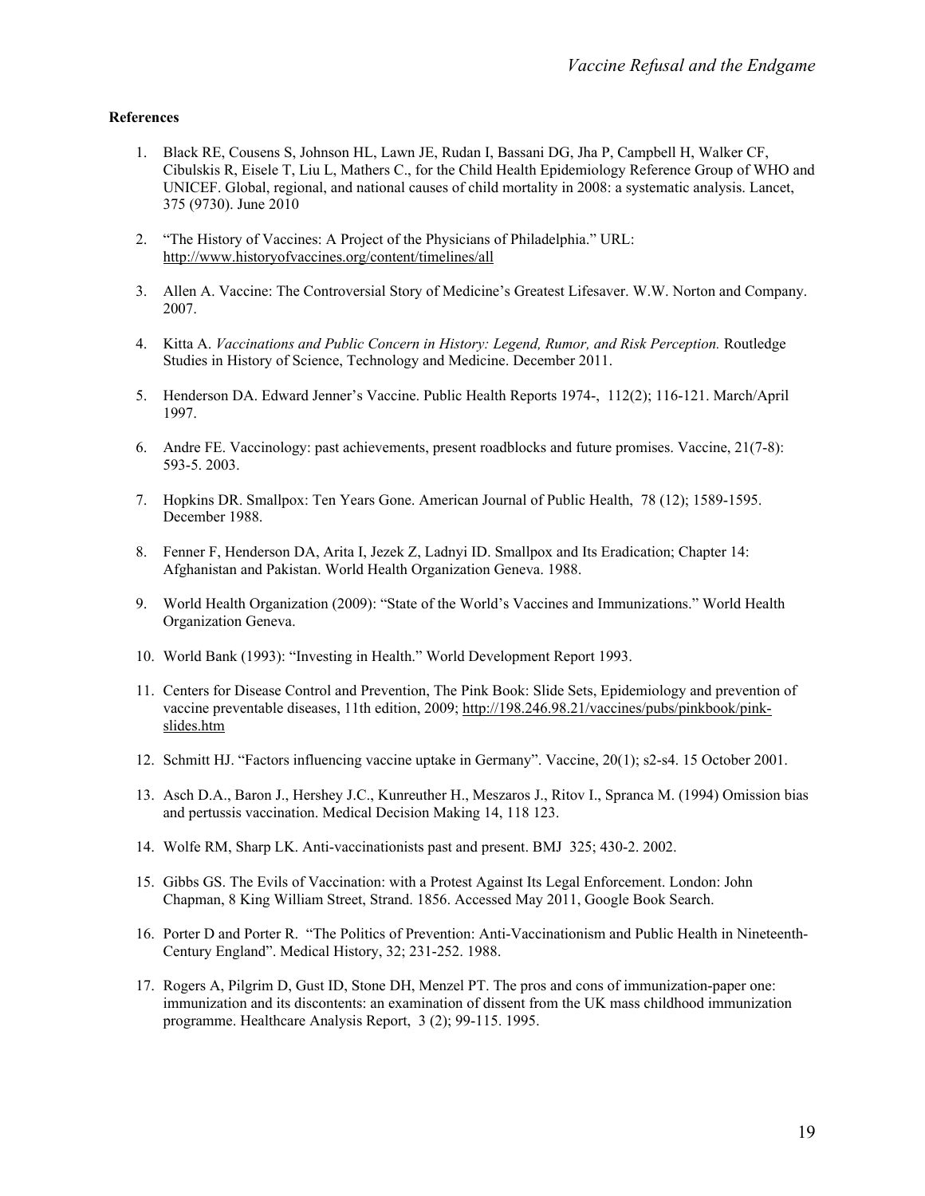**References**

1. Black RE, Cousens S, Johnson HL, Lawn JE, Rudan I, Bassani DG, Jha P, Campbell H, Walker CF, Cibulskis R, Eisele T, Liu L, Mathers C., for the Child Health Epidemiology Reference Group of WHO and UNICEF. Global, regional, and national causes of child mortality in 2008: a systematic analysis. Lancet, 375 (9730). June 2010

2. "The History of Vaccines: A Project of the Physicians of Philadelphia." URL: http://www.historyofvaccines.org/content/timelines/all

3. Allen A. Vaccine: The Controversial Story of Medicine's Greatest Lifesaver. W.W. Norton and Company. 2007.

4. Kitta A. *Vaccinations and Public Concern in History: Legend, Rumor, and Risk Perception.* Routledge Studies in History of Science, Technology and Medicine. December 2011.

5. Henderson DA. Edward Jenner's Vaccine. Public Health Reports 1974-, 112(2); 116-121. March/April 1997.

6. Andre FE. Vaccinology: past achievements, present roadblocks and future promises. Vaccine, 21(7-8): 593-5. 2003.

7. Hopkins DR. Smallpox: Ten Years Gone. American Journal of Public Health, 78 (12); 1589-1595. December 1988.

8. Fenner F, Henderson DA, Arita I, Jezek Z, Ladnyi ID. Smallpox and Its Eradication; Chapter 14: Afghanistan and Pakistan. World Health Organization Geneva. 1988.

9. World Health Organization (2009): "State of the World's Vaccines and Immunizations." World Health Organization Geneva.

10. World Bank (1993): "Investing in Health." World Development Report 1993.

11. Centers for Disease Control and Prevention, The Pink Book: Slide Sets, Epidemiology and prevention of vaccine preventable diseases, 11th edition, 2009; http://198.246.98.21/vaccines/pubs/pinkbook/pink-slides.htm

12. Schmitt HJ. "Factors influencing vaccine uptake in Germany". Vaccine, 20(1); s2-s4. 15 October 2001.

13. Asch D.A., Baron J., Hershey J.C., Kunreuther H., Meszaros J., Ritov I., Spranca M. (1994) Omission bias and pertussis vaccination. Medical Decision Making 14, 118 123.

14. Wolfe RM, Sharp LK. Anti-vaccinationists past and present. BMJ 325; 430-2. 2002.

15. Gibbs GS. The Evils of Vaccination: with a Protest Against Its Legal Enforcement. London: John Chapman, 8 King William Street, Strand. 1856. Accessed May 2011, Google Book Search.

16. Porter D and Porter R. "The Politics of Prevention: Anti-Vaccinationism and Public Health in Nineteenth-Century England". Medical History, 32; 231-252. 1988.

17. Rogers A, Pilgrim D, Gust ID, Stone DH, Menzel PT. The pros and cons of immunization-paper one: immunization and its discontents: an examination of dissent from the UK mass childhood immunization programme. Healthcare Analysis Report, 3 (2); 99-115. 1995.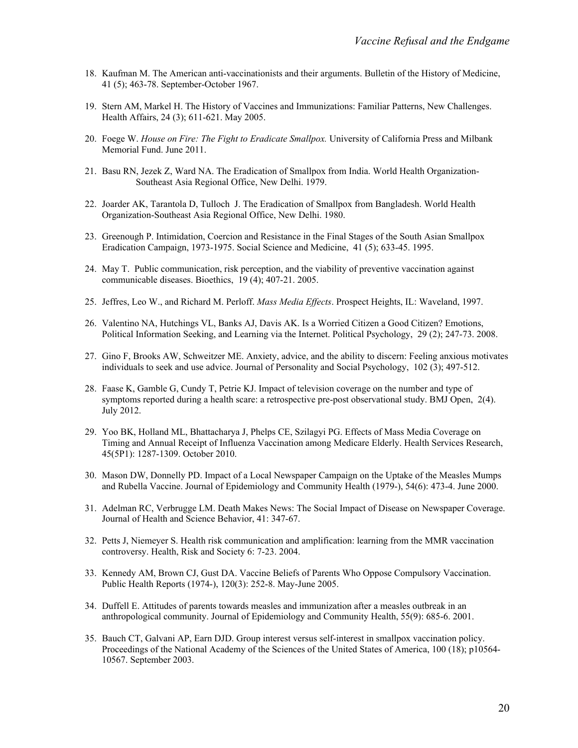18. Kaufman M. The American anti-vaccinationists and their arguments. Bulletin of the History of Medicine, 41 (5); 463-78. September-October 1967.

19. Stern AM, Markel H. The History of Vaccines and Immunizations: Familiar Patterns, New Challenges. Health Affairs, 24 (3); 611-621. May 2005.

20. Foege W. *House on Fire: The Fight to Eradicate Smallpox.* University of California Press and Milbank Memorial Fund. June 2011.

21. Basu RN, Jezek Z, Ward NA. The Eradication of Smallpox from India. World Health Organization-Southeast Asia Regional Office, New Delhi. 1979.

22. Joarder AK, Tarantola D, Tulloch J. The Eradication of Smallpox from Bangladesh. World Health Organization-Southeast Asia Regional Office, New Delhi. 1980.

23. Greenough P. Intimidation, Coercion and Resistance in the Final Stages of the South Asian Smallpox Eradication Campaign, 1973-1975. Social Science and Medicine, 41 (5); 633-45. 1995.

24. May T. Public communication, risk perception, and the viability of preventive vaccination against communicable diseases. Bioethics, 19 (4); 407-21. 2005.

25. Jeffres, Leo W., and Richard M. Perloff. *Mass Media Effects*. Prospect Heights, IL: Waveland, 1997.

26. Valentino NA, Hutchings VL, Banks AJ, Davis AK. Is a Worried Citizen a Good Citizen? Emotions, Political Information Seeking, and Learning via the Internet. Political Psychology, 29 (2); 247-73. 2008.

27. Gino F, Brooks AW, Schweitzer ME. Anxiety, advice, and the ability to discern: Feeling anxious motivates individuals to seek and use advice. Journal of Personality and Social Psychology, 102 (3); 497-512.

28. Faase K, Gamble G, Cundy T, Petrie KJ. Impact of television coverage on the number and type of symptoms reported during a health scare: a retrospective pre-post observational study. BMJ Open, 2(4). July 2012.

29. Yoo BK, Holland ML, Bhattacharya J, Phelps CE, Szilagyi PG. Effects of Mass Media Coverage on Timing and Annual Receipt of Influenza Vaccination among Medicare Elderly. Health Services Research, 45(5P1): 1287-1309. October 2010.

30. Mason DW, Donnelly PD. Impact of a Local Newspaper Campaign on the Uptake of the Measles Mumps and Rubella Vaccine. Journal of Epidemiology and Community Health (1979-), 54(6): 473-4. June 2000.

31. Adelman RC, Verbrugge LM. Death Makes News: The Social Impact of Disease on Newspaper Coverage. Journal of Health and Science Behavior, 41: 347-67.

32. Petts J, Niemeyer S. Health risk communication and amplification: learning from the MMR vaccination controversy. Health, Risk and Society 6: 7-23. 2004.

33. Kennedy AM, Brown CJ, Gust DA. Vaccine Beliefs of Parents Who Oppose Compulsory Vaccination. Public Health Reports (1974-), 120(3): 252-8. May-June 2005.

34. Duffell E. Attitudes of parents towards measles and immunization after a measles outbreak in an anthropological community. Journal of Epidemiology and Community Health, 55(9): 685-6. 2001.

35. Bauch CT, Galvani AP, Earn DJD. Group interest versus self-interest in smallpox vaccination policy. Proceedings of the National Academy of the Sciences of the United States of America, 100 (18); p10564-10567. September 2003.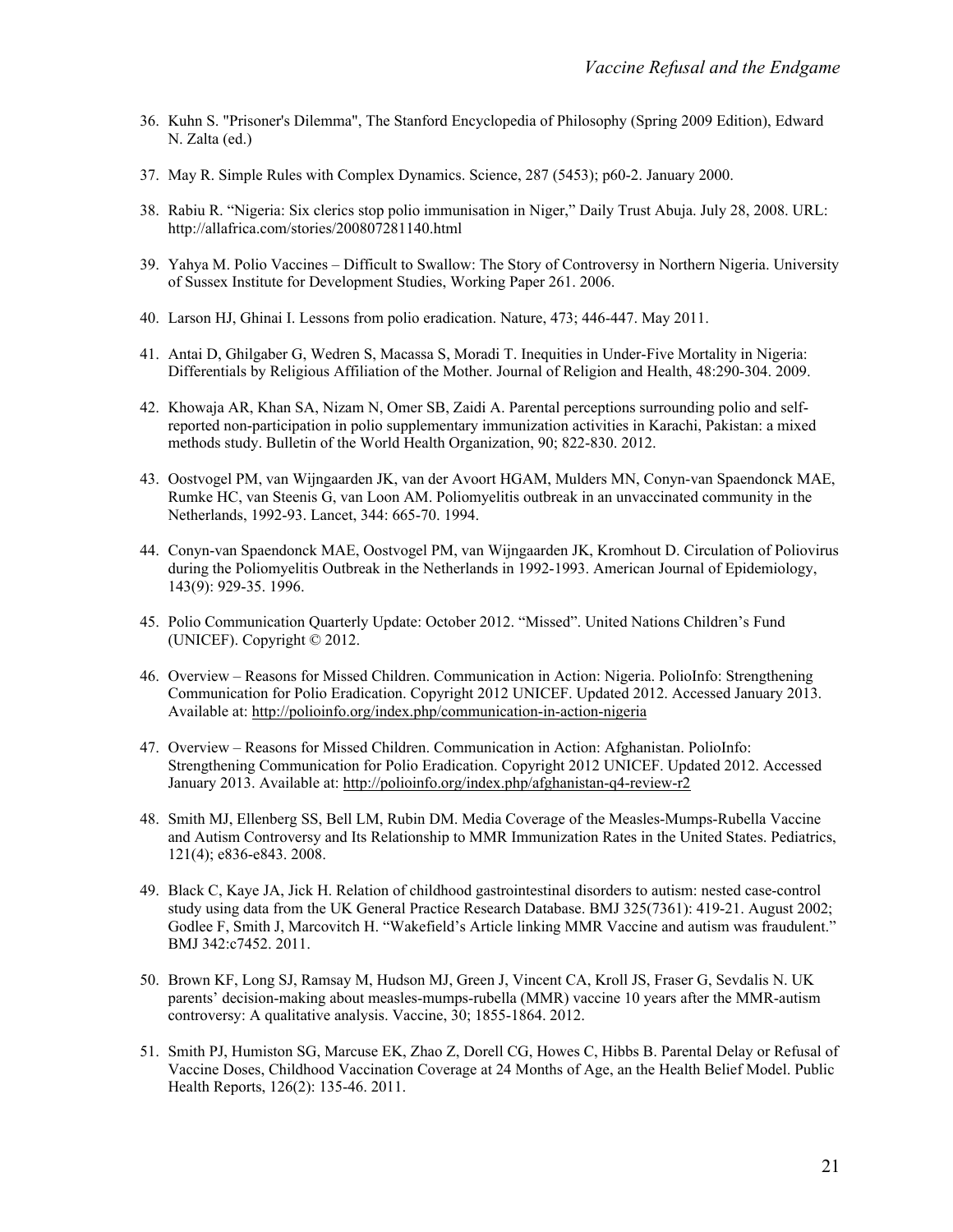36. Kuhn S. "Prisoner's Dilemma", The Stanford Encyclopedia of Philosophy (Spring 2009 Edition), Edward N. Zalta (ed.)

37. May R. Simple Rules with Complex Dynamics. Science, 287 (5453); p60-2. January 2000.

38. Rabiu R. "Nigeria: Six clerics stop polio immunisation in Niger," Daily Trust Abuja. July 28, 2008. URL: http://allafrica.com/stories/200807281140.html

39. Yahya M. Polio Vaccines – Difficult to Swallow: The Story of Controversy in Northern Nigeria. University of Sussex Institute for Development Studies, Working Paper 261. 2006.

40. Larson HJ, Ghinai I. Lessons from polio eradication. Nature, 473; 446-447. May 2011.

41. Antai D, Ghilgaber G, Wedren S, Macassa S, Moradi T. Inequities in Under-Five Mortality in Nigeria: Differentials by Religious Affiliation of the Mother. Journal of Religion and Health, 48:290-304. 2009.

42. Khowaja AR, Khan SA, Nizam N, Omer SB, Zaidi A. Parental perceptions surrounding polio and self-reported non-participation in polio supplementary immunization activities in Karachi, Pakistan: a mixed methods study. Bulletin of the World Health Organization, 90; 822-830. 2012.

43. Oostvogel PM, van Wijngaarden JK, van der Avoort HGAM, Mulders MN, Conyn-van Spaendonck MAE, Rumke HC, van Steenis G, van Loon AM. Poliomyelitis outbreak in an unvaccinated community in the Netherlands, 1992-93. Lancet, 344: 665-70. 1994.

44. Conyn-van Spaendonck MAE, Oostvogel PM, van Wijngaarden JK, Kromhout D. Circulation of Poliovirus during the Poliomyelitis Outbreak in the Netherlands in 1992-1993. American Journal of Epidemiology, 143(9): 929-35. 1996.

45. Polio Communication Quarterly Update: October 2012. "Missed". United Nations Children's Fund (UNICEF). Copyright © 2012.

46. Overview – Reasons for Missed Children. Communication in Action: Nigeria. PolioInfo: Strengthening Communication for Polio Eradication. Copyright 2012 UNICEF. Updated 2012. Accessed January 2013. Available at: http://polioinfo.org/index.php/communication-in-action-nigeria

47. Overview – Reasons for Missed Children. Communication in Action: Afghanistan. PolioInfo: Strengthening Communication for Polio Eradication. Copyright 2012 UNICEF. Updated 2012. Accessed January 2013. Available at: http://polioinfo.org/index.php/afghanistan-q4-review-r2

48. Smith MJ, Ellenberg SS, Bell LM, Rubin DM. Media Coverage of the Measles-Mumps-Rubella Vaccine and Autism Controversy and Its Relationship to MMR Immunization Rates in the United States. Pediatrics, 121(4); e836-e843. 2008.

49. Black C, Kaye JA, Jick H. Relation of childhood gastrointestinal disorders to autism: nested case-control study using data from the UK General Practice Research Database. BMJ 325(7361): 419-21. August 2002; Godlee F, Smith J, Marcovitch H. "Wakefield's Article linking MMR Vaccine and autism was fraudulent." BMJ 342:c7452. 2011.

50. Brown KF, Long SJ, Ramsay M, Hudson MJ, Green J, Vincent CA, Kroll JS, Fraser G, Sevdalis N. UK parents' decision-making about measles-mumps-rubella (MMR) vaccine 10 years after the MMR-autism controversy: A qualitative analysis. Vaccine, 30; 1855-1864. 2012.

51. Smith PJ, Humiston SG, Marcuse EK, Zhao Z, Dorell CG, Howes C, Hibbs B. Parental Delay or Refusal of Vaccine Doses, Childhood Vaccination Coverage at 24 Months of Age, an the Health Belief Model. Public Health Reports, 126(2): 135-46. 2011.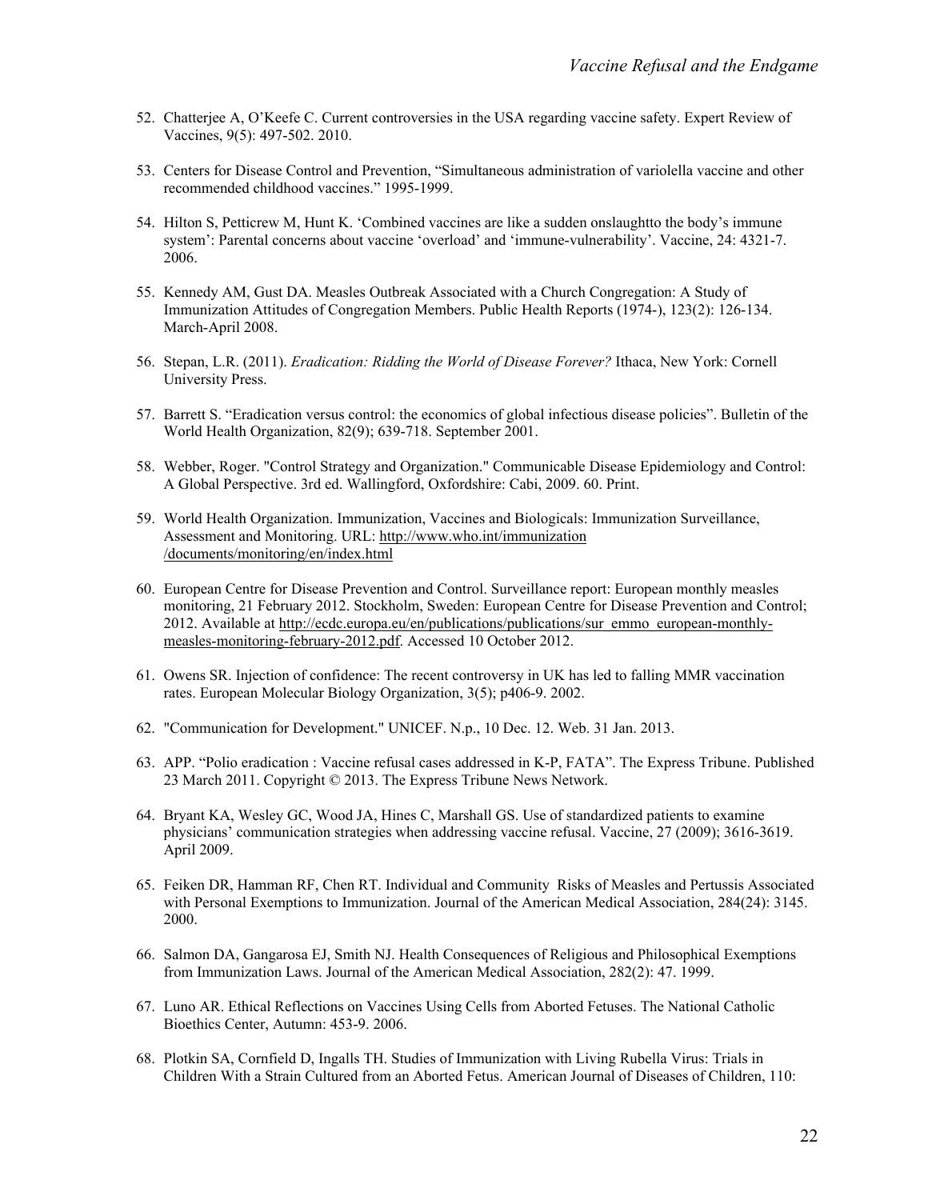52. Chatterjee A, O'Keefe C. Current controversies in the USA regarding vaccine safety. Expert Review of Vaccines, 9(5): 497-502. 2010.

53. Centers for Disease Control and Prevention, "Simultaneous administration of variolella vaccine and other recommended childhood vaccines." 1995-1999.

54. Hilton S, Petticrew M, Hunt K. 'Combined vaccines are like a sudden onslaughtto the body's immune system': Parental concerns about vaccine 'overload' and 'immune-vulnerability'. Vaccine, 24: 4321-7. 2006.

55. Kennedy AM, Gust DA. Measles Outbreak Associated with a Church Congregation: A Study of Immunization Attitudes of Congregation Members. Public Health Reports (1974-), 123(2): 126-134. March-April 2008.

56. Stepan, L.R. (2011). *Eradication: Ridding the World of Disease Forever?* Ithaca, New York: Cornell University Press.

57. Barrett S. "Eradication versus control: the economics of global infectious disease policies". Bulletin of the World Health Organization, 82(9); 639-718. September 2001.

58. Webber, Roger. "Control Strategy and Organization." Communicable Disease Epidemiology and Control: A Global Perspective. 3rd ed. Wallingford, Oxfordshire: Cabi, 2009. 60. Print.

59. World Health Organization. Immunization, Vaccines and Biologicals: Immunization Surveillance, Assessment and Monitoring. URL: http://www.who.int/immunization/documents/monitoring/en/index.html

60. European Centre for Disease Prevention and Control. Surveillance report: European monthly measles monitoring, 21 February 2012. Stockholm, Sweden: European Centre for Disease Prevention and Control; 2012. Available at http://ecdc.europa.eu/en/publications/publications/sur_emmo_european-monthly-measles-monitoring-february-2012.pdf. Accessed 10 October 2012.

61. Owens SR. Injection of confidence: The recent controversy in UK has led to falling MMR vaccination rates. European Molecular Biology Organization, 3(5); p406-9. 2002.

62. "Communication for Development." UNICEF. N.p., 10 Dec. 12. Web. 31 Jan. 2013.

63. APP. "Polio eradication : Vaccine refusal cases addressed in K-P, FATA". The Express Tribune. Published 23 March 2011. Copyright © 2013. The Express Tribune News Network.

64. Bryant KA, Wesley GC, Wood JA, Hines C, Marshall GS. Use of standardized patients to examine physicians' communication strategies when addressing vaccine refusal. Vaccine, 27 (2009); 3616-3619. April 2009.

65. Feiken DR, Hamman RF, Chen RT. Individual and Community Risks of Measles and Pertussis Associated with Personal Exemptions to Immunization. Journal of the American Medical Association, 284(24): 3145. 2000.

66. Salmon DA, Gangarosa EJ, Smith NJ. Health Consequences of Religious and Philosophical Exemptions from Immunization Laws. Journal of the American Medical Association, 282(2): 47. 1999.

67. Luno AR. Ethical Reflections on Vaccines Using Cells from Aborted Fetuses. The National Catholic Bioethics Center, Autumn: 453-9. 2006.

68. Plotkin SA, Cornfield D, Ingalls TH. Studies of Immunization with Living Rubella Virus: Trials in Children With a Strain Cultured from an Aborted Fetus. American Journal of Diseases of Children, 110: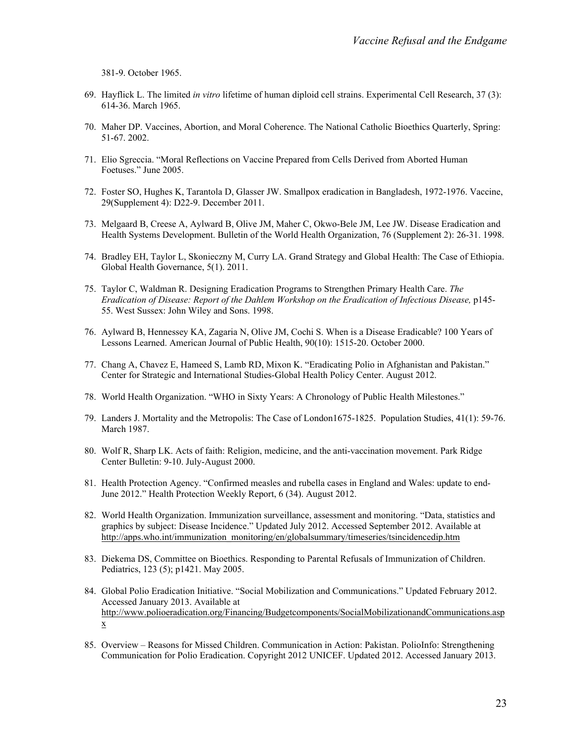381-9. October 1965.

69. Hayflick L. The limited *in vitro* lifetime of human diploid cell strains. Experimental Cell Research, 37 (3): 614-36. March 1965.

70. Maher DP. Vaccines, Abortion, and Moral Coherence. The National Catholic Bioethics Quarterly, Spring: 51-67. 2002.

71. Elio Sgreccia. "Moral Reflections on Vaccine Prepared from Cells Derived from Aborted Human Foetuses." June 2005.

72. Foster SO, Hughes K, Tarantola D, Glasser JW. Smallpox eradication in Bangladesh, 1972-1976. Vaccine, 29(Supplement 4): D22-9. December 2011.

73. Melgaard B, Creese A, Aylward B, Olive JM, Maher C, Okwo-Bele JM, Lee JW. Disease Eradication and Health Systems Development. Bulletin of the World Health Organization, 76 (Supplement 2): 26-31. 1998.

74. Bradley EH, Taylor L, Skonieczny M, Curry LA. Grand Strategy and Global Health: The Case of Ethiopia. Global Health Governance, 5(1). 2011.

75. Taylor C, Waldman R. Designing Eradication Programs to Strengthen Primary Health Care. *The Eradication of Disease: Report of the Dahlem Workshop on the Eradication of Infectious Disease,* p145-55. West Sussex: John Wiley and Sons. 1998.

76. Aylward B, Hennessey KA, Zagaria N, Olive JM, Cochi S. When is a Disease Eradicable? 100 Years of Lessons Learned. American Journal of Public Health, 90(10): 1515-20. October 2000.

77. Chang A, Chavez E, Hameed S, Lamb RD, Mixon K. "Eradicating Polio in Afghanistan and Pakistan." Center for Strategic and International Studies-Global Health Policy Center. August 2012.

78. World Health Organization. "WHO in Sixty Years: A Chronology of Public Health Milestones."

79. Landers J. Mortality and the Metropolis: The Case of London1675-1825. Population Studies, 41(1): 59-76. March 1987.

80. Wolf R, Sharp LK. Acts of faith: Religion, medicine, and the anti-vaccination movement. Park Ridge Center Bulletin: 9-10. July-August 2000.

81. Health Protection Agency. "Confirmed measles and rubella cases in England and Wales: update to end-June 2012." Health Protection Weekly Report, 6 (34). August 2012.

82. World Health Organization. Immunization surveillance, assessment and monitoring. "Data, statistics and graphics by subject: Disease Incidence." Updated July 2012. Accessed September 2012. Available at http://apps.who.int/immunization_monitoring/en/globalsummary/timeseries/tsincidencedip.htm

83. Diekema DS, Committee on Bioethics. Responding to Parental Refusals of Immunization of Children. Pediatrics, 123 (5); p1421. May 2005.

84. Global Polio Eradication Initiative. "Social Mobilization and Communications." Updated February 2012. Accessed January 2013. Available at http://www.polioeradication.org/Financing/Budgetcomponents/SocialMobilizationandCommunications.aspx

85. Overview – Reasons for Missed Children. Communication in Action: Pakistan. PolioInfo: Strengthening Communication for Polio Eradication. Copyright 2012 UNICEF. Updated 2012. Accessed January 2013.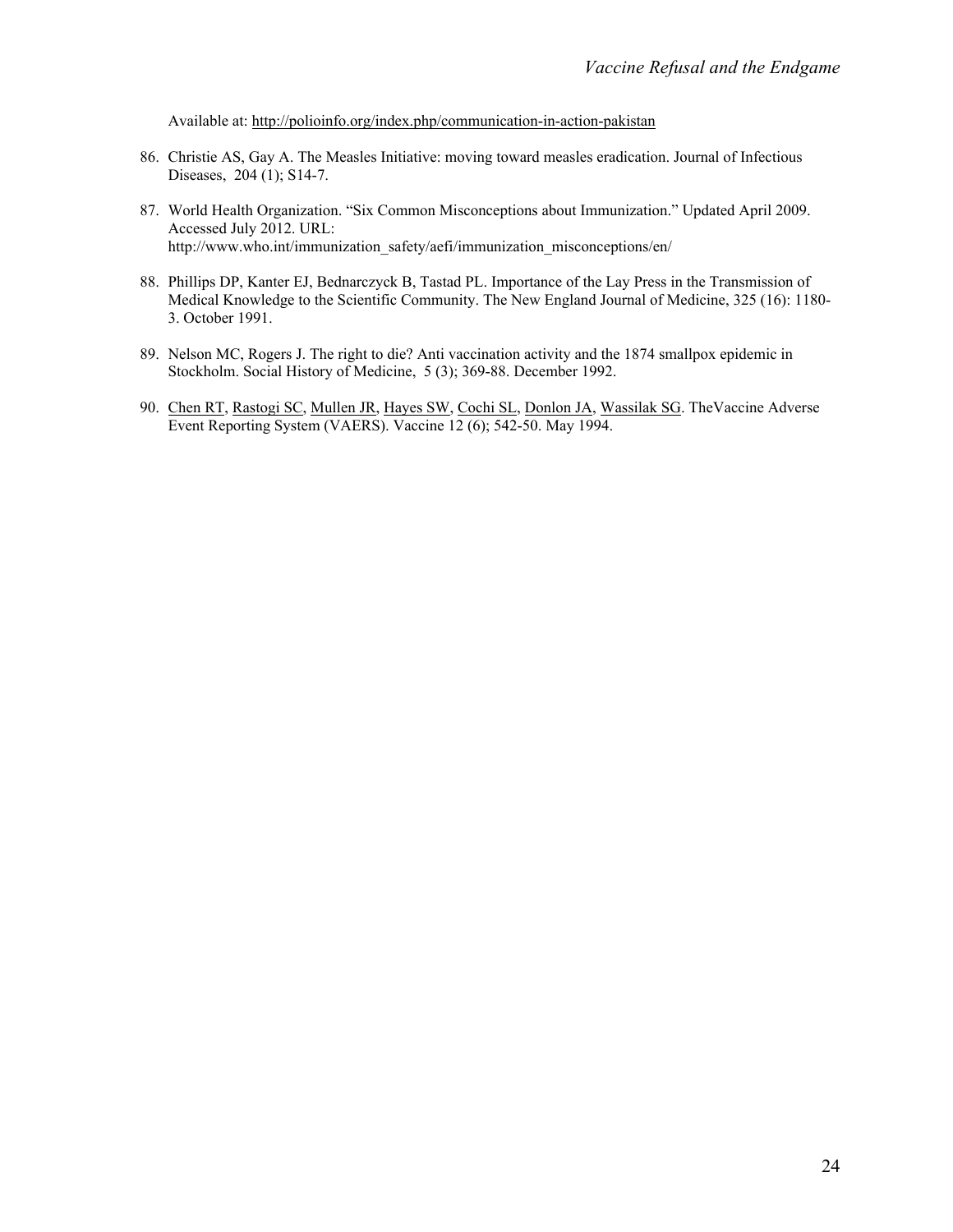Available at: http://polioinfo.org/index.php/communication-in-action-pakistan

86. Christie AS, Gay A. The Measles Initiative: moving toward measles eradication. Journal of Infectious Diseases, 204 (1); S14-7.
87. World Health Organization. "Six Common Misconceptions about Immunization." Updated April 2009. Accessed July 2012. URL: http://www.who.int/immunization_safety/aefi/immunization_misconceptions/en/
88. Phillips DP, Kanter EJ, Bednarczyck B, Tastad PL. Importance of the Lay Press in the Transmission of Medical Knowledge to the Scientific Community. The New England Journal of Medicine, 325 (16): 1180-3. October 1991.
89. Nelson MC, Rogers J. The right to die? Anti vaccination activity and the 1874 smallpox epidemic in Stockholm. Social History of Medicine, 5 (3); 369-88. December 1992.
90. Chen RT, Rastogi SC, Mullen JR, Hayes SW, Cochi SL, Donlon JA, Wassilak SG. TheVaccine Adverse Event Reporting System (VAERS). Vaccine 12 (6); 542-50. May 1994.